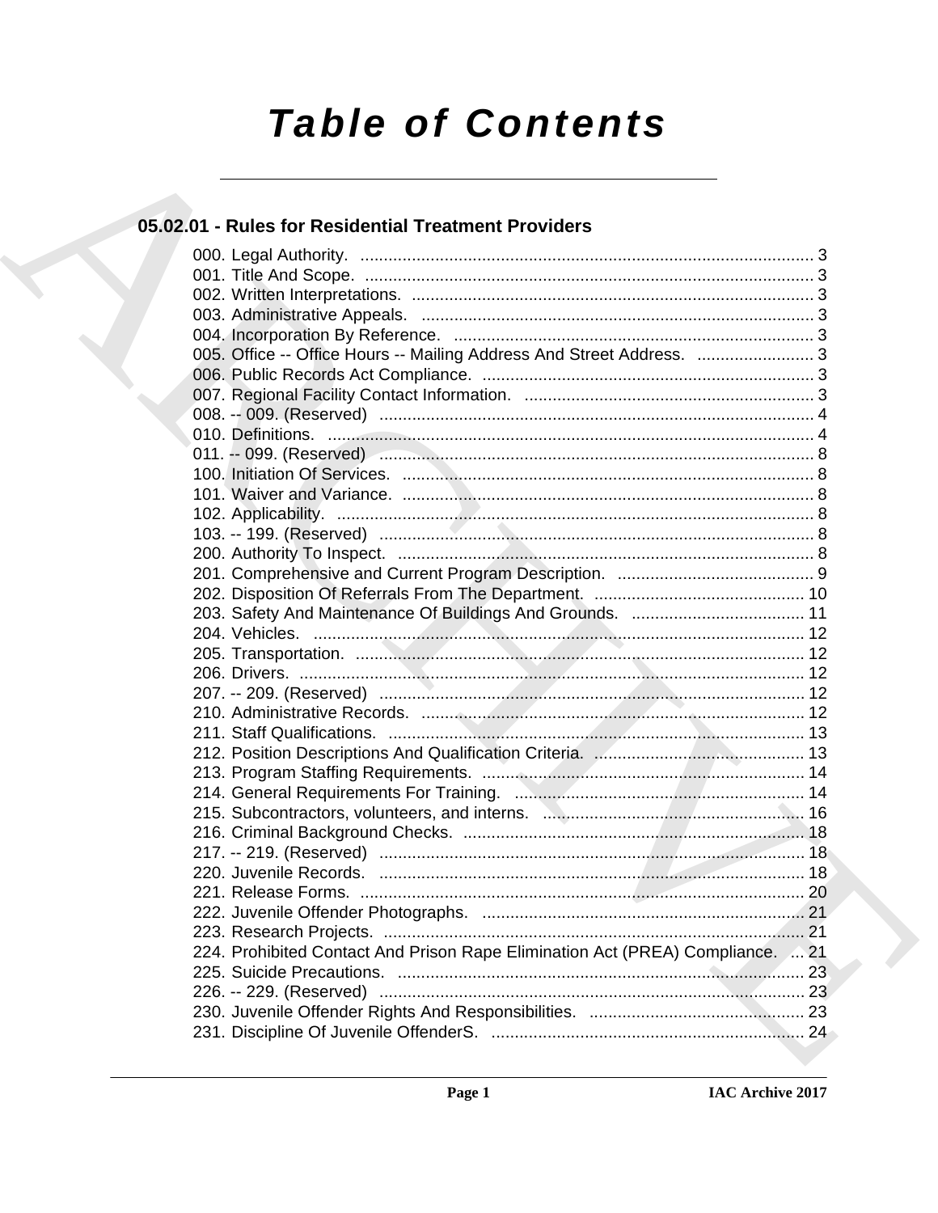# Table of Contents

## 05.02.01 - Rules for Residential Treatment Providers

000. Legal Authority. ........................................................................................ 3
001. Title And Scope. ........................................................................................ 3
002. Written Interpretations. ............................................................................. 3
003. Administrative Appeals. ............................................................................ 3
004. Incorporation By Reference. ..................................................................... 3
005. Office -- Office Hours -- Mailing Address And Street Address. ......................... 3
006. Public Records Act Compliance. ............................................................... 3
007. Regional Facility Contact Information. ...................................................... 3
008. -- 009. (Reserved) ..................................................................................... 4
010. Definitions. ................................................................................................ 4
011. -- 099. (Reserved) ..................................................................................... 8
100. Initiation Of Services. ................................................................................. 8
101. Waiver and Variance. ................................................................................. 8
102. Applicability. .............................................................................................. 8
103. -- 199. (Reserved) ..................................................................................... 8
200. Authority To Inspect. .................................................................................. 8
201. Comprehensive and Current Program Description. .................................... 9
202. Disposition Of Referrals From The Department. ....................................... 10
203. Safety And Maintenance Of Buildings And Grounds. ................................ 11
204. Vehicles. .................................................................................................. 12
205. Transportation. ......................................................................................... 12
206. Drivers. .................................................................................................... 12
207. -- 209. (Reserved) ................................................................................... 12
210. Administrative Records. ........................................................................... 12
211. Staff Qualifications. .................................................................................. 13
212. Position Descriptions And Qualification Criteria. ....................................... 13
213. Program Staffing Requirements. .............................................................. 14
214. General Requirements For Training. ........................................................ 14
215. Subcontractors, volunteers, and interns. .................................................. 16
216. Criminal Background Checks. ................................................................. 18
217. -- 219. (Reserved) ................................................................................... 18
220. Juvenile Records. ..................................................................................... 18
221. Release Forms. ........................................................................................ 20
222. Juvenile Offender Photographs. ............................................................... 21
223. Research Projects. ................................................................................... 21
224. Prohibited Contact And Prison Rape Elimination Act (PREA) Compliance. ... 21
225. Suicide Precautions. ................................................................................ 23
226. -- 229. (Reserved) ................................................................................... 23
230. Juvenile Offender Rights And Responsibilities. ......................................... 23
231. Discipline Of Juvenile OffenderS. ............................................................. 24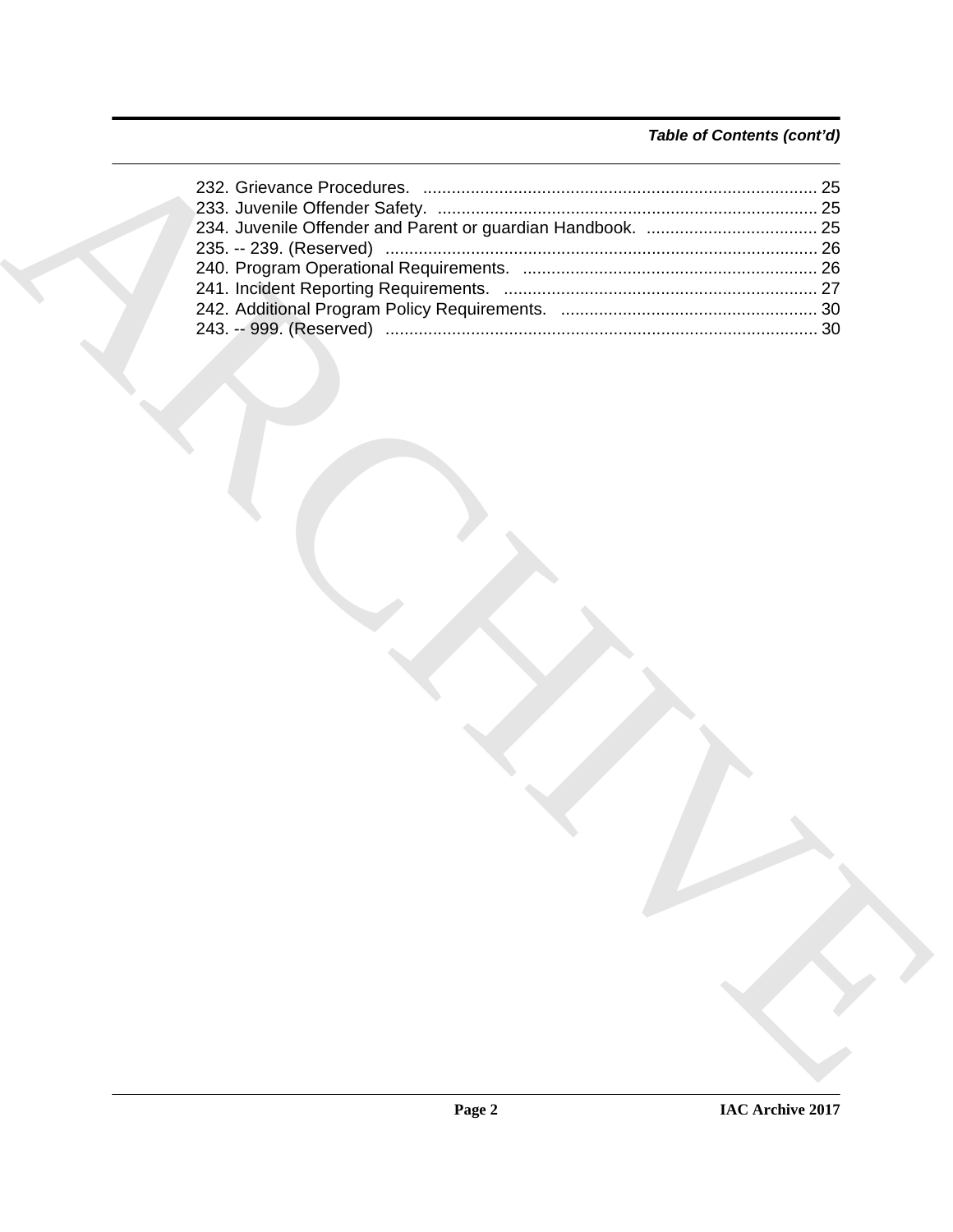*Table of Contents (cont'd)*

232. Grievance Procedures. .................................................................................. 25
233. Juvenile Offender Safety. ............................................................................... 25
234. Juvenile Offender and Parent or guardian Handbook. .................................... 25
235. -- 239. (Reserved) .......................................................................................... 26
240. Program Operational Requirements. ............................................................. 26
241. Incident Reporting Requirements. ................................................................. 27
242. Additional Program Policy Requirements. ..................................................... 30
243. -- 999. (Reserved) .......................................................................................... 30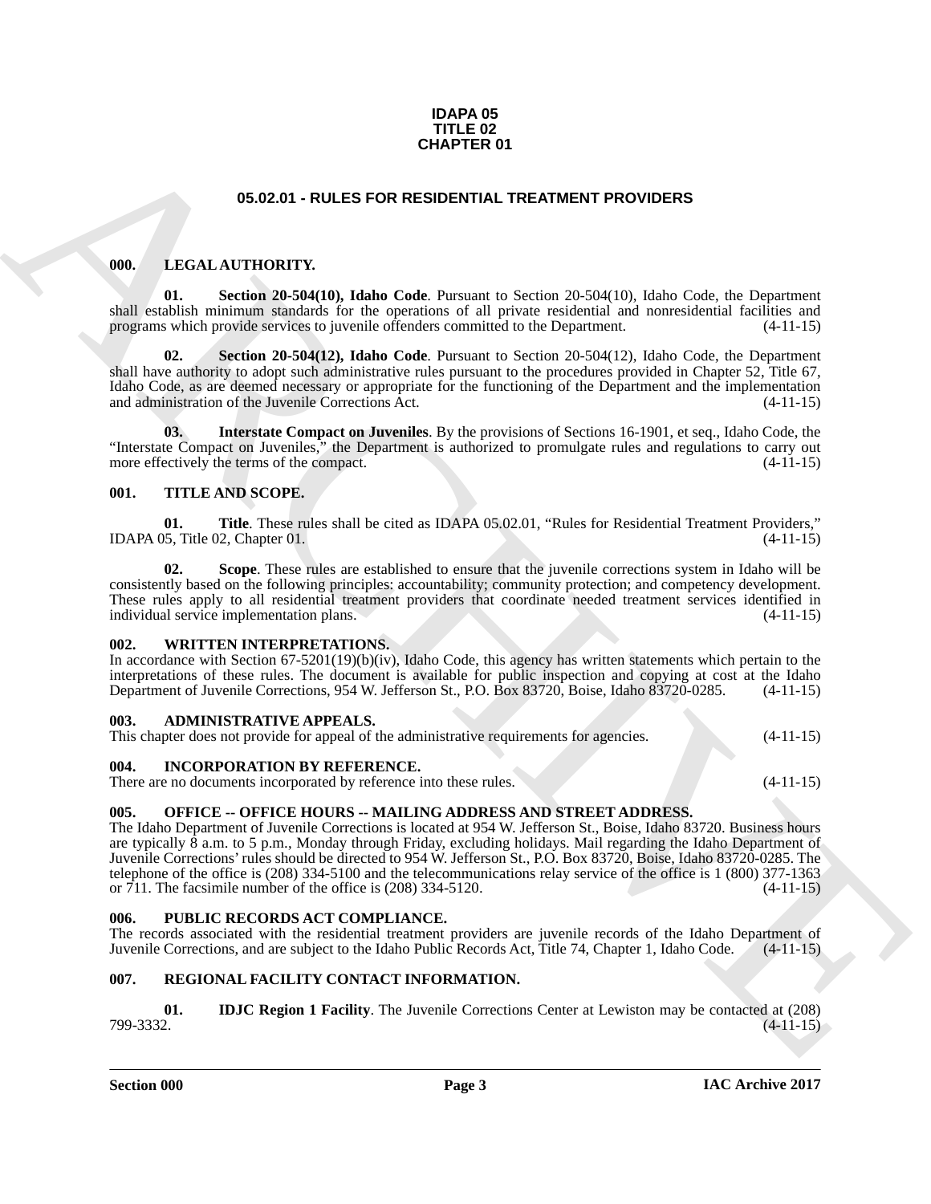**IDAPA 05**
**TITLE 02**
**CHAPTER 01**

# 05.02.01 - RULES FOR RESIDENTIAL TREATMENT PROVIDERS

## 000. LEGAL AUTHORITY.

**01. Section 20-504(10), Idaho Code**. Pursuant to Section 20-504(10), Idaho Code, the Department shall establish minimum standards for the operations of all private residential and nonresidential facilities and programs which provide services to juvenile offenders committed to the Department. (4-11-15)

**02. Section 20-504(12), Idaho Code**. Pursuant to Section 20-504(12), Idaho Code, the Department shall have authority to adopt such administrative rules pursuant to the procedures provided in Chapter 52, Title 67, Idaho Code, as are deemed necessary or appropriate for the functioning of the Department and the implementation and administration of the Juvenile Corrections Act. (4-11-15)

**03. Interstate Compact on Juveniles**. By the provisions of Sections 16-1901, et seq., Idaho Code, the "Interstate Compact on Juveniles," the Department is authorized to promulgate rules and regulations to carry out more effectively the terms of the compact. (4-11-15)

## 001. TITLE AND SCOPE.

**01. Title**. These rules shall be cited as IDAPA 05.02.01, "Rules for Residential Treatment Providers," IDAPA 05, Title 02, Chapter 01. (4-11-15)

**02. Scope**. These rules are established to ensure that the juvenile corrections system in Idaho will be consistently based on the following principles: accountability; community protection; and competency development. These rules apply to all residential treatment providers that coordinate needed treatment services identified in individual service implementation plans. (4-11-15)

## 002. WRITTEN INTERPRETATIONS.

In accordance with Section 67-5201(19)(b)(iv), Idaho Code, this agency has written statements which pertain to the interpretations of these rules. The document is available for public inspection and copying at cost at the Idaho Department of Juvenile Corrections, 954 W. Jefferson St., P.O. Box 83720, Boise, Idaho 83720-0285. (4-11-15)

## 003. ADMINISTRATIVE APPEALS.

This chapter does not provide for appeal of the administrative requirements for agencies. (4-11-15)

## 004. INCORPORATION BY REFERENCE.

There are no documents incorporated by reference into these rules. (4-11-15)

## 005. OFFICE -- OFFICE HOURS -- MAILING ADDRESS AND STREET ADDRESS.

The Idaho Department of Juvenile Corrections is located at 954 W. Jefferson St., Boise, Idaho 83720. Business hours are typically 8 a.m. to 5 p.m., Monday through Friday, excluding holidays. Mail regarding the Idaho Department of Juvenile Corrections' rules should be directed to 954 W. Jefferson St., P.O. Box 83720, Boise, Idaho 83720-0285. The telephone of the office is (208) 334-5100 and the telecommunications relay service of the office is 1 (800) 377-1363 or 711. The facsimile number of the office is (208) 334-5120. (4-11-15)

## 006. PUBLIC RECORDS ACT COMPLIANCE.

The records associated with the residential treatment providers are juvenile records of the Idaho Department of Juvenile Corrections, and are subject to the Idaho Public Records Act, Title 74, Chapter 1, Idaho Code. (4-11-15)

## 007. REGIONAL FACILITY CONTACT INFORMATION.

**01. IDJC Region 1 Facility**. The Juvenile Corrections Center at Lewiston may be contacted at (208) 799-3332. (4-11-15)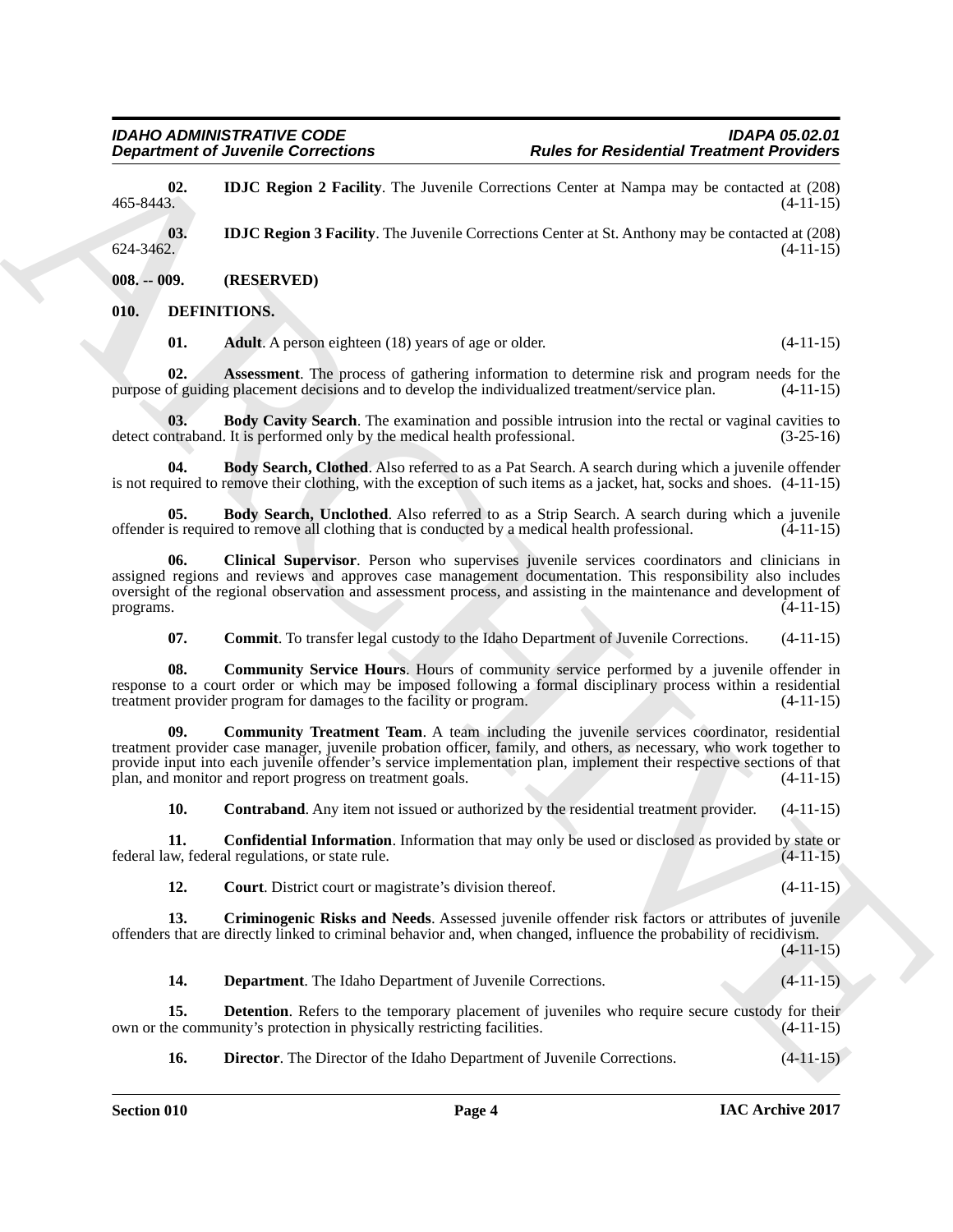**02. IDJC Region 2 Facility**. The Juvenile Corrections Center at Nampa may be contacted at (208) 465-8443. (4-11-15)

**03. IDJC Region 3 Facility**. The Juvenile Corrections Center at St. Anthony may be contacted at (208) 624-3462. (4-11-15)

## 008. -- 009. (RESERVED)

## 010. DEFINITIONS.

**01. Adult**. A person eighteen (18) years of age or older. (4-11-15)

**02. Assessment**. The process of gathering information to determine risk and program needs for the purpose of guiding placement decisions and to develop the individualized treatment/service plan. (4-11-15)

**03. Body Cavity Search**. The examination and possible intrusion into the rectal or vaginal cavities to detect contraband. It is performed only by the medical health professional. (3-25-16)

**04. Body Search, Clothed**. Also referred to as a Pat Search. A search during which a juvenile offender is not required to remove their clothing, with the exception of such items as a jacket, hat, socks and shoes. (4-11-15)

**05. Body Search, Unclothed**. Also referred to as a Strip Search. A search during which a juvenile offender is required to remove all clothing that is conducted by a medical health professional. (4-11-15)

**06. Clinical Supervisor**. Person who supervises juvenile services coordinators and clinicians in assigned regions and reviews and approves case management documentation. This responsibility also includes oversight of the regional observation and assessment process, and assisting in the maintenance and development of programs. (4-11-15)

**07. Commit**. To transfer legal custody to the Idaho Department of Juvenile Corrections. (4-11-15)

**08. Community Service Hours**. Hours of community service performed by a juvenile offender in response to a court order or which may be imposed following a formal disciplinary process within a residential treatment provider program for damages to the facility or program. (4-11-15)

**09. Community Treatment Team**. A team including the juvenile services coordinator, residential treatment provider case manager, juvenile probation officer, family, and others, as necessary, who work together to provide input into each juvenile offender's service implementation plan, implement their respective sections of that plan, and monitor and report progress on treatment goals. (4-11-15)

**10. Contraband**. Any item not issued or authorized by the residential treatment provider. (4-11-15)

**11. Confidential Information**. Information that may only be used or disclosed as provided by state or federal law, federal regulations, or state rule. (4-11-15)

**12. Court**. District court or magistrate's division thereof. (4-11-15)

**13. Criminogenic Risks and Needs**. Assessed juvenile offender risk factors or attributes of juvenile offenders that are directly linked to criminal behavior and, when changed, influence the probability of recidivism. (4-11-15)

**14. Department**. The Idaho Department of Juvenile Corrections. (4-11-15)

**15. Detention**. Refers to the temporary placement of juveniles who require secure custody for their own or the community's protection in physically restricting facilities. (4-11-15)

**16. Director**. The Director of the Idaho Department of Juvenile Corrections. (4-11-15)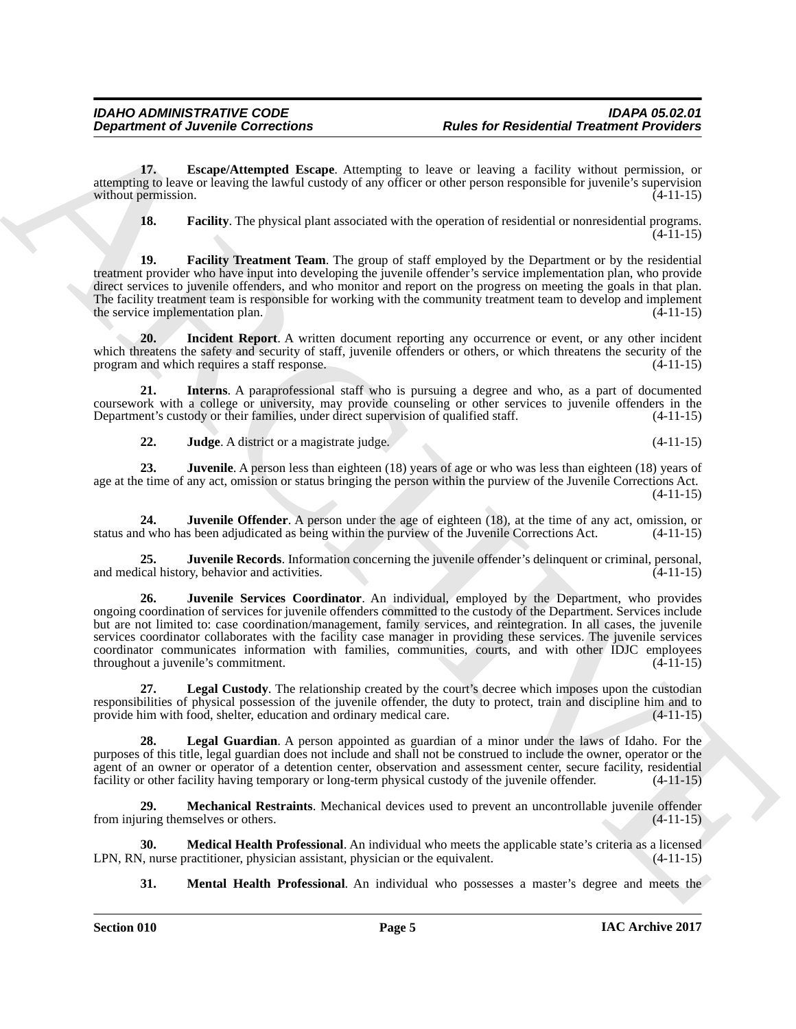**17. Escape/Attempted Escape**. Attempting to leave or leaving a facility without permission, or attempting to leave or leaving the lawful custody of any officer or other person responsible for juvenile's supervision without permission. (4-11-15)

**18. Facility**. The physical plant associated with the operation of residential or nonresidential programs. (4-11-15)

**19. Facility Treatment Team**. The group of staff employed by the Department or by the residential treatment provider who have input into developing the juvenile offender's service implementation plan, who provide direct services to juvenile offenders, and who monitor and report on the progress on meeting the goals in that plan. The facility treatment team is responsible for working with the community treatment team to develop and implement the service implementation plan. (4-11-15)

**20. Incident Report**. A written document reporting any occurrence or event, or any other incident which threatens the safety and security of staff, juvenile offenders or others, or which threatens the security of the program and which requires a staff response. (4-11-15)

**21. Interns**. A paraprofessional staff who is pursuing a degree and who, as a part of documented coursework with a college or university, may provide counseling or other services to juvenile offenders in the Department's custody or their families, under direct supervision of qualified staff. (4-11-15)

**22. Judge**. A district or a magistrate judge. (4-11-15)

**23. Juvenile**. A person less than eighteen (18) years of age or who was less than eighteen (18) years of age at the time of any act, omission or status bringing the person within the purview of the Juvenile Corrections Act. (4-11-15)

**24. Juvenile Offender**. A person under the age of eighteen (18), at the time of any act, omission, or status and who has been adjudicated as being within the purview of the Juvenile Corrections Act. (4-11-15)

**25. Juvenile Records**. Information concerning the juvenile offender's delinquent or criminal, personal, and medical history, behavior and activities. (4-11-15)

**26. Juvenile Services Coordinator**. An individual, employed by the Department, who provides ongoing coordination of services for juvenile offenders committed to the custody of the Department. Services include but are not limited to: case coordination/management, family services, and reintegration. In all cases, the juvenile services coordinator collaborates with the facility case manager in providing these services. The juvenile services coordinator communicates information with families, communities, courts, and with other IDJC employees throughout a juvenile's commitment. (4-11-15)

**27. Legal Custody**. The relationship created by the court's decree which imposes upon the custodian responsibilities of physical possession of the juvenile offender, the duty to protect, train and discipline him and to provide him with food, shelter, education and ordinary medical care. (4-11-15)

**28. Legal Guardian**. A person appointed as guardian of a minor under the laws of Idaho. For the purposes of this title, legal guardian does not include and shall not be construed to include the owner, operator or the agent of an owner or operator of a detention center, observation and assessment center, secure facility, residential facility or other facility having temporary or long-term physical custody of the juvenile offender. (4-11-15)

**29. Mechanical Restraints**. Mechanical devices used to prevent an uncontrollable juvenile offender from injuring themselves or others. (4-11-15)

**30. Medical Health Professional**. An individual who meets the applicable state's criteria as a licensed LPN, RN, nurse practitioner, physician assistant, physician or the equivalent. (4-11-15)

**31. Mental Health Professional**. An individual who possesses a master's degree and meets the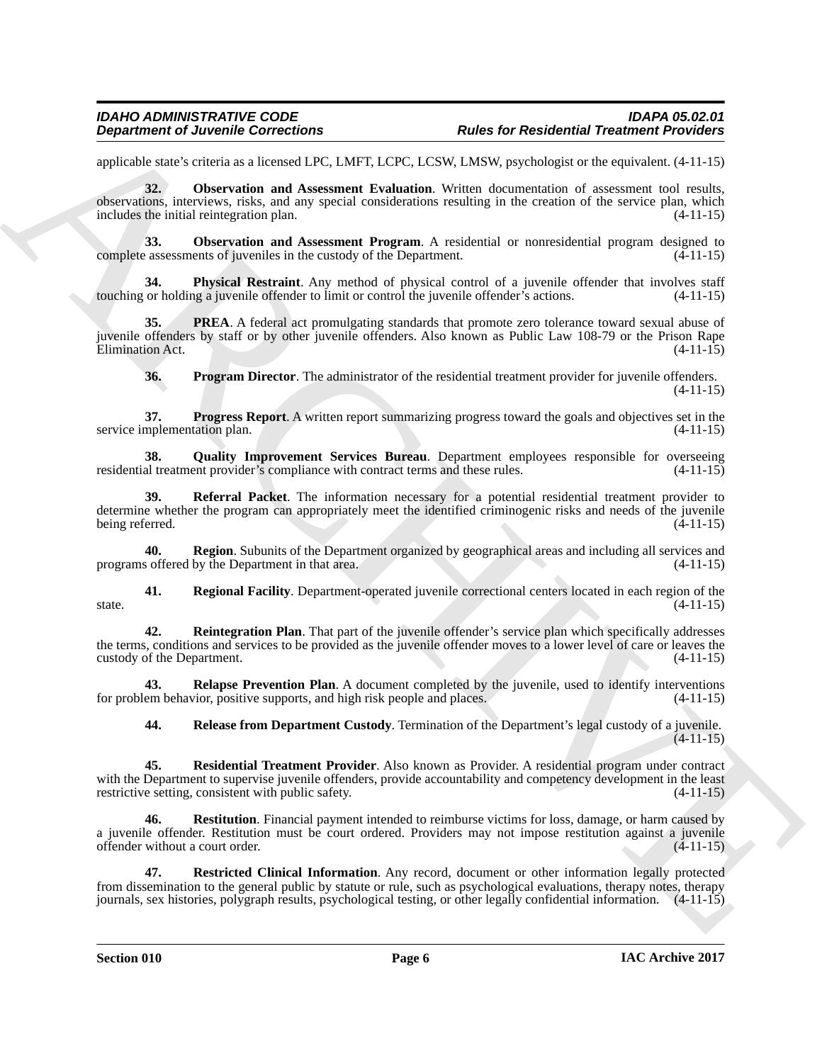applicable state's criteria as a licensed LPC, LMFT, LCPC, LCSW, LMSW, psychologist or the equivalent. (4-11-15)

**32. Observation and Assessment Evaluation**. Written documentation of assessment tool results, observations, interviews, risks, and any special considerations resulting in the creation of the service plan, which includes the initial reintegration plan. (4-11-15)

**33. Observation and Assessment Program**. A residential or nonresidential program designed to complete assessments of juveniles in the custody of the Department. (4-11-15)

**34. Physical Restraint**. Any method of physical control of a juvenile offender that involves staff touching or holding a juvenile offender to limit or control the juvenile offender's actions. (4-11-15)

**35. PREA**. A federal act promulgating standards that promote zero tolerance toward sexual abuse of juvenile offenders by staff or by other juvenile offenders. Also known as Public Law 108-79 or the Prison Rape Elimination Act. (4-11-15)

**36. Program Director**. The administrator of the residential treatment provider for juvenile offenders. (4-11-15)

**37. Progress Report**. A written report summarizing progress toward the goals and objectives set in the service implementation plan. (4-11-15)

**38. Quality Improvement Services Bureau**. Department employees responsible for overseeing residential treatment provider's compliance with contract terms and these rules. (4-11-15)

**39. Referral Packet**. The information necessary for a potential residential treatment provider to determine whether the program can appropriately meet the identified criminogenic risks and needs of the juvenile being referred. (4-11-15)

**40. Region**. Subunits of the Department organized by geographical areas and including all services and programs offered by the Department in that area. (4-11-15)

**41. Regional Facility**. Department-operated juvenile correctional centers located in each region of the state. (4-11-15)

**42. Reintegration Plan**. That part of the juvenile offender's service plan which specifically addresses the terms, conditions and services to be provided as the juvenile offender moves to a lower level of care or leaves the custody of the Department. (4-11-15)

**43. Relapse Prevention Plan**. A document completed by the juvenile, used to identify interventions for problem behavior, positive supports, and high risk people and places. (4-11-15)

**44. Release from Department Custody**. Termination of the Department's legal custody of a juvenile. (4-11-15)

**45. Residential Treatment Provider**. Also known as Provider. A residential program under contract with the Department to supervise juvenile offenders, provide accountability and competency development in the least restrictive setting, consistent with public safety. (4-11-15)

**46. Restitution**. Financial payment intended to reimburse victims for loss, damage, or harm caused by a juvenile offender. Restitution must be court ordered. Providers may not impose restitution against a juvenile offender without a court order. (4-11-15)

**47. Restricted Clinical Information**. Any record, document or other information legally protected from dissemination to the general public by statute or rule, such as psychological evaluations, therapy notes, therapy journals, sex histories, polygraph results, psychological testing, or other legally confidential information. (4-11-15)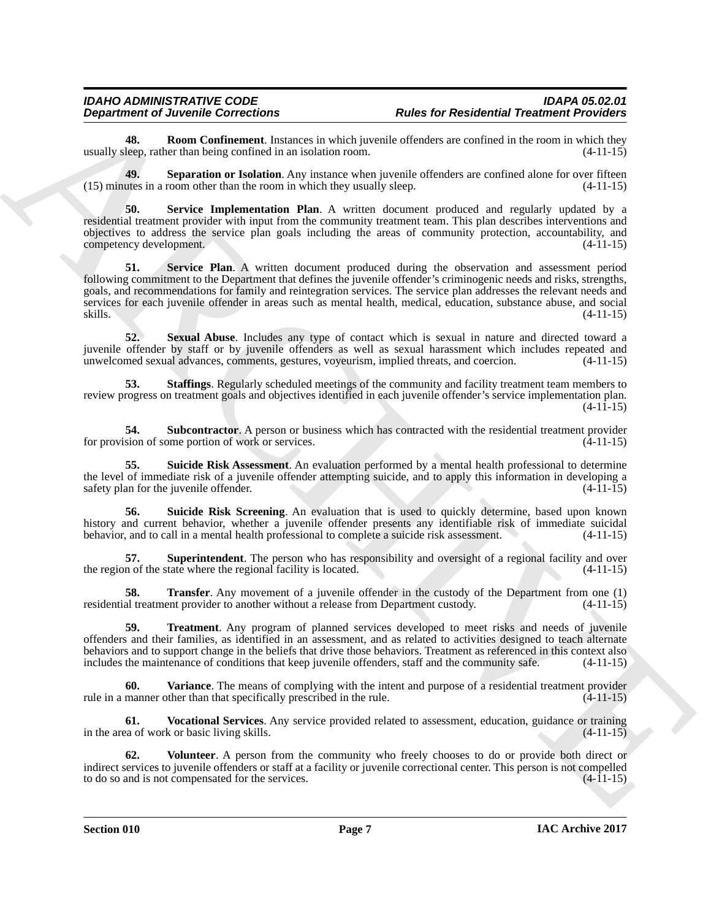**48. Room Confinement**. Instances in which juvenile offenders are confined in the room in which they usually sleep, rather than being confined in an isolation room. (4-11-15)

**49. Separation or Isolation**. Any instance when juvenile offenders are confined alone for over fifteen (15) minutes in a room other than the room in which they usually sleep. (4-11-15)

**50. Service Implementation Plan**. A written document produced and regularly updated by a residential treatment provider with input from the community treatment team. This plan describes interventions and objectives to address the service plan goals including the areas of community protection, accountability, and competency development. (4-11-15)

**51. Service Plan**. A written document produced during the observation and assessment period following commitment to the Department that defines the juvenile offender's criminogenic needs and risks, strengths, goals, and recommendations for family and reintegration services. The service plan addresses the relevant needs and services for each juvenile offender in areas such as mental health, medical, education, substance abuse, and social skills. (4-11-15)

**52. Sexual Abuse**. Includes any type of contact which is sexual in nature and directed toward a juvenile offender by staff or by juvenile offenders as well as sexual harassment which includes repeated and unwelcomed sexual advances, comments, gestures, voyeurism, implied threats, and coercion. (4-11-15)

**53. Staffings**. Regularly scheduled meetings of the community and facility treatment team members to review progress on treatment goals and objectives identified in each juvenile offender's service implementation plan. (4-11-15)

**54. Subcontractor**. A person or business which has contracted with the residential treatment provider for provision of some portion of work or services. (4-11-15)

**55. Suicide Risk Assessment**. An evaluation performed by a mental health professional to determine the level of immediate risk of a juvenile offender attempting suicide, and to apply this information in developing a safety plan for the juvenile offender. (4-11-15)

**56. Suicide Risk Screening**. An evaluation that is used to quickly determine, based upon known history and current behavior, whether a juvenile offender presents any identifiable risk of immediate suicidal behavior, and to call in a mental health professional to complete a suicide risk assessment. (4-11-15)

**57. Superintendent**. The person who has responsibility and oversight of a regional facility and over the region of the state where the regional facility is located. (4-11-15)

**58. Transfer**. Any movement of a juvenile offender in the custody of the Department from one (1) residential treatment provider to another without a release from Department custody. (4-11-15)

**59. Treatment**. Any program of planned services developed to meet risks and needs of juvenile offenders and their families, as identified in an assessment, and as related to activities designed to teach alternate behaviors and to support change in the beliefs that drive those behaviors. Treatment as referenced in this context also includes the maintenance of conditions that keep juvenile offenders, staff and the community safe. (4-11-15)

**60. Variance**. The means of complying with the intent and purpose of a residential treatment provider rule in a manner other than that specifically prescribed in the rule. (4-11-15)

**61. Vocational Services**. Any service provided related to assessment, education, guidance or training in the area of work or basic living skills. (4-11-15)

**62. Volunteer**. A person from the community who freely chooses to do or provide both direct or indirect services to juvenile offenders or staff at a facility or juvenile correctional center. This person is not compelled to do so and is not compensated for the services. (4-11-15)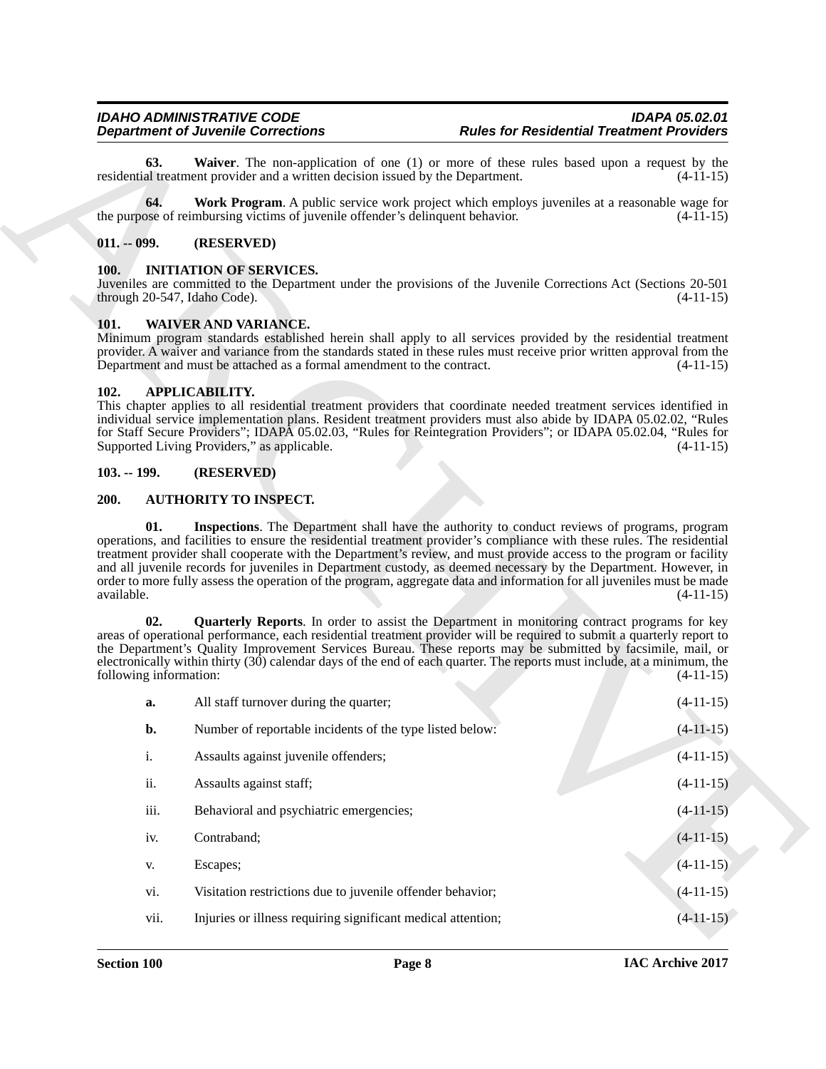**63. Waiver**. The non-application of one (1) or more of these rules based upon a request by the residential treatment provider and a written decision issued by the Department. (4-11-15)

**64. Work Program**. A public service work project which employs juveniles at a reasonable wage for the purpose of reimbursing victims of juvenile offender's delinquent behavior. (4-11-15)

## 011. -- 099. (RESERVED)

## 100. INITIATION OF SERVICES.

Juveniles are committed to the Department under the provisions of the Juvenile Corrections Act (Sections 20-501 through 20-547, Idaho Code). (4-11-15)

## 101. WAIVER AND VARIANCE.

Minimum program standards established herein shall apply to all services provided by the residential treatment provider. A waiver and variance from the standards stated in these rules must receive prior written approval from the Department and must be attached as a formal amendment to the contract. (4-11-15)

## 102. APPLICABILITY.

This chapter applies to all residential treatment providers that coordinate needed treatment services identified in individual service implementation plans. Resident treatment providers must also abide by IDAPA 05.02.02, "Rules for Staff Secure Providers"; IDAPA 05.02.03, "Rules for Reintegration Providers"; or IDAPA 05.02.04, "Rules for Supported Living Providers," as applicable. (4-11-15)

## 103. -- 199. (RESERVED)

## 200. AUTHORITY TO INSPECT.

**01. Inspections**. The Department shall have the authority to conduct reviews of programs, program operations, and facilities to ensure the residential treatment provider's compliance with these rules. The residential treatment provider shall cooperate with the Department's review, and must provide access to the program or facility and all juvenile records for juveniles in Department custody, as deemed necessary by the Department. However, in order to more fully assess the operation of the program, aggregate data and information for all juveniles must be made available. (4-11-15)

**02. Quarterly Reports**. In order to assist the Department in monitoring contract programs for key areas of operational performance, each residential treatment provider will be required to submit a quarterly report to the Department's Quality Improvement Services Bureau. These reports may be submitted by facsimile, mail, or electronically within thirty (30) calendar days of the end of each quarter. The reports must include, at a minimum, the following information: (4-11-15)

**a.** All staff turnover during the quarter; (4-11-15)

**b.** Number of reportable incidents of the type listed below: (4-11-15)

i. Assaults against juvenile offenders; (4-11-15)

ii. Assaults against staff; (4-11-15)

iii. Behavioral and psychiatric emergencies; (4-11-15)

iv. Contraband; (4-11-15)

v. Escapes; (4-11-15)

vi. Visitation restrictions due to juvenile offender behavior; (4-11-15)

vii. Injuries or illness requiring significant medical attention; (4-11-15)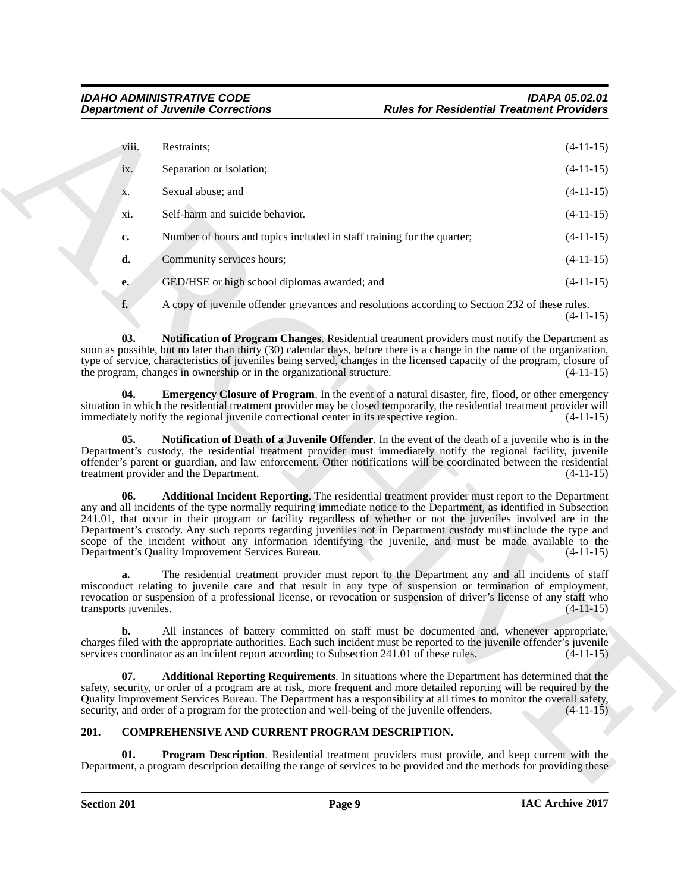viii. Restraints; (4-11-15)

ix. Separation or isolation; (4-11-15)

x. Sexual abuse; and (4-11-15)

xi. Self-harm and suicide behavior. (4-11-15)

**c.** Number of hours and topics included in staff training for the quarter; (4-11-15)

**d.** Community services hours; (4-11-15)

**e.** GED/HSE or high school diplomas awarded; and (4-11-15)

**f.** A copy of juvenile offender grievances and resolutions according to Section 232 of these rules. (4-11-15)

**03. Notification of Program Changes**. Residential treatment providers must notify the Department as soon as possible, but no later than thirty (30) calendar days, before there is a change in the name of the organization, type of service, characteristics of juveniles being served, changes in the licensed capacity of the program, closure of the program, changes in ownership or in the organizational structure. (4-11-15)

**04. Emergency Closure of Program**. In the event of a natural disaster, fire, flood, or other emergency situation in which the residential treatment provider may be closed temporarily, the residential treatment provider will immediately notify the regional juvenile correctional center in its respective region. (4-11-15)

**05. Notification of Death of a Juvenile Offender**. In the event of the death of a juvenile who is in the Department's custody, the residential treatment provider must immediately notify the regional facility, juvenile offender's parent or guardian, and law enforcement. Other notifications will be coordinated between the residential treatment provider and the Department. (4-11-15)

**06. Additional Incident Reporting**. The residential treatment provider must report to the Department any and all incidents of the type normally requiring immediate notice to the Department, as identified in Subsection 241.01, that occur in their program or facility regardless of whether or not the juveniles involved are in the Department's custody. Any such reports regarding juveniles not in Department custody must include the type and scope of the incident without any information identifying the juvenile, and must be made available to the Department's Quality Improvement Services Bureau. (4-11-15)

**a.** The residential treatment provider must report to the Department any and all incidents of staff misconduct relating to juvenile care and that result in any type of suspension or termination of employment, revocation or suspension of a professional license, or revocation or suspension of driver's license of any staff who transports juveniles. (4-11-15)

**b.** All instances of battery committed on staff must be documented and, whenever appropriate, charges filed with the appropriate authorities. Each such incident must be reported to the juvenile offender's juvenile services coordinator as an incident report according to Subsection 241.01 of these rules. (4-11-15)

**07. Additional Reporting Requirements**. In situations where the Department has determined that the safety, security, or order of a program are at risk, more frequent and more detailed reporting will be required by the Quality Improvement Services Bureau. The Department has a responsibility at all times to monitor the overall safety, security, and order of a program for the protection and well-being of the juvenile offenders. (4-11-15)

## 201. COMPREHENSIVE AND CURRENT PROGRAM DESCRIPTION.

**01. Program Description**. Residential treatment providers must provide, and keep current with the Department, a program description detailing the range of services to be provided and the methods for providing these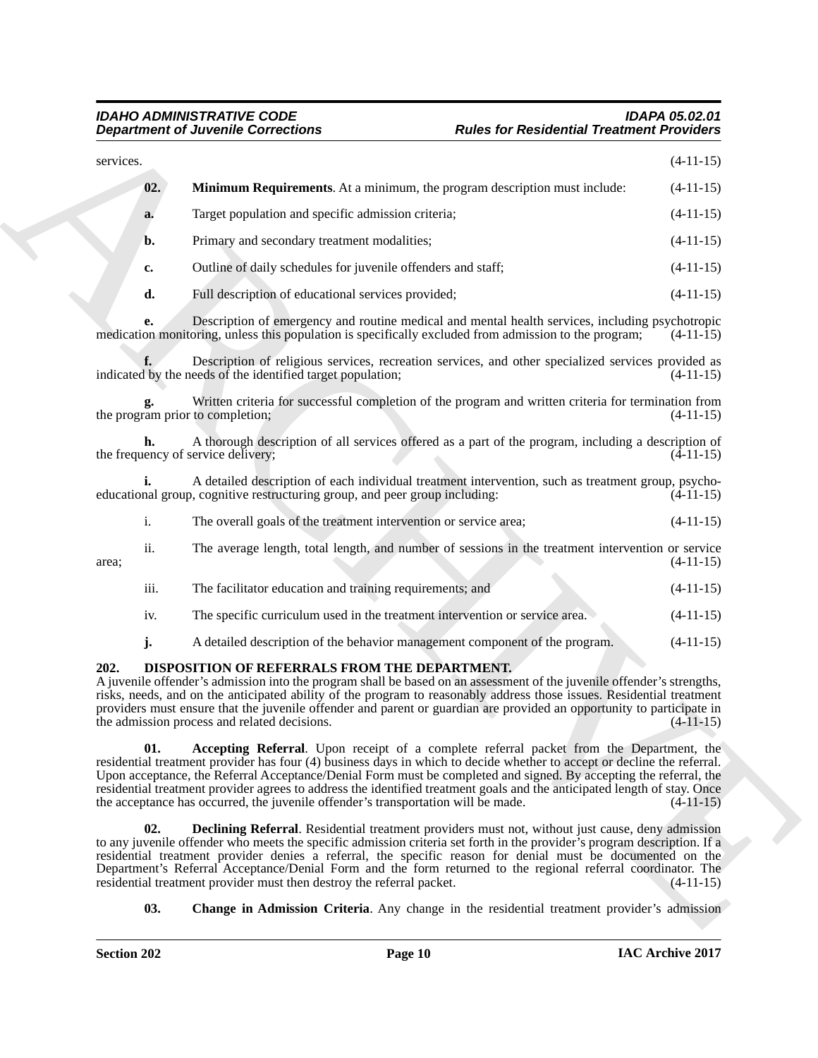services. (4-11-15)

**02. Minimum Requirements**. At a minimum, the program description must include: (4-11-15)

**a.** Target population and specific admission criteria; (4-11-15)

**b.** Primary and secondary treatment modalities; (4-11-15)

**c.** Outline of daily schedules for juvenile offenders and staff; (4-11-15)

**d.** Full description of educational services provided; (4-11-15)

**e.** Description of emergency and routine medical and mental health services, including psychotropic medication monitoring, unless this population is specifically excluded from admission to the program; (4-11-15)

**f.** Description of religious services, recreation services, and other specialized services provided as indicated by the needs of the identified target population; (4-11-15)

**g.** Written criteria for successful completion of the program and written criteria for termination from the program prior to completion; (4-11-15)

**h.** A thorough description of all services offered as a part of the program, including a description of the frequency of service delivery; (4-11-15)

**i.** A detailed description of each individual treatment intervention, such as treatment group, psycho-educational group, cognitive restructuring group, and peer group including: (4-11-15)

i. The overall goals of the treatment intervention or service area; (4-11-15)

ii. The average length, total length, and number of sessions in the treatment intervention or service area; (4-11-15)

iii. The facilitator education and training requirements; and (4-11-15)

iv. The specific curriculum used in the treatment intervention or service area. (4-11-15)

**j.** A detailed description of the behavior management component of the program. (4-11-15)

## 202. DISPOSITION OF REFERRALS FROM THE DEPARTMENT.

A juvenile offender's admission into the program shall be based on an assessment of the juvenile offender's strengths, risks, needs, and on the anticipated ability of the program to reasonably address those issues. Residential treatment providers must ensure that the juvenile offender and parent or guardian are provided an opportunity to participate in the admission process and related decisions. (4-11-15)

**01. Accepting Referral**. Upon receipt of a complete referral packet from the Department, the residential treatment provider has four (4) business days in which to decide whether to accept or decline the referral. Upon acceptance, the Referral Acceptance/Denial Form must be completed and signed. By accepting the referral, the residential treatment provider agrees to address the identified treatment goals and the anticipated length of stay. Once the acceptance has occurred, the juvenile offender's transportation will be made. (4-11-15)

**02. Declining Referral**. Residential treatment providers must not, without just cause, deny admission to any juvenile offender who meets the specific admission criteria set forth in the provider's program description. If a residential treatment provider denies a referral, the specific reason for denial must be documented on the Department's Referral Acceptance/Denial Form and the form returned to the regional referral coordinator. The residential treatment provider must then destroy the referral packet. (4-11-15)

**03. Change in Admission Criteria**. Any change in the residential treatment provider's admission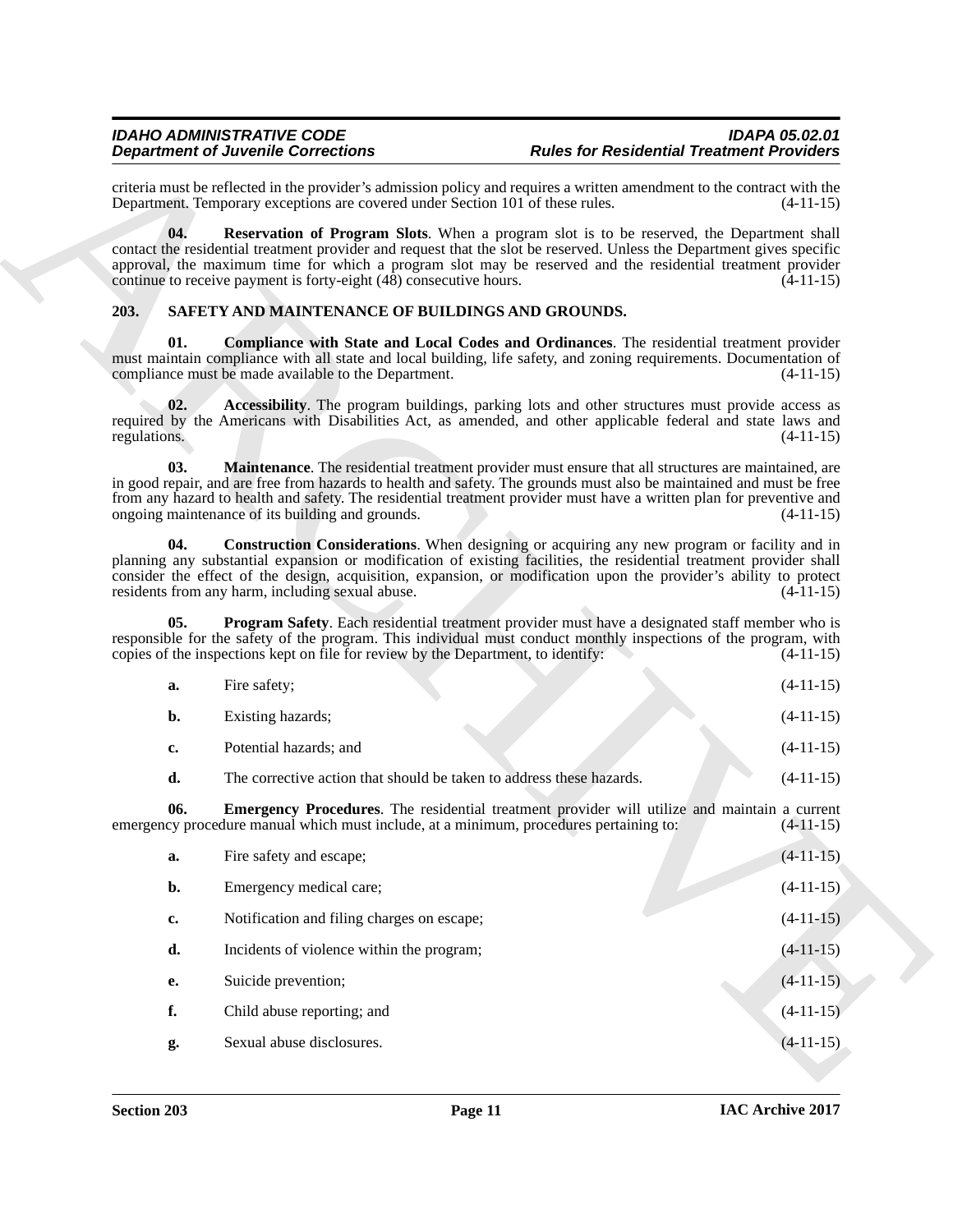criteria must be reflected in the provider's admission policy and requires a written amendment to the contract with the Department. Temporary exceptions are covered under Section 101 of these rules. (4-11-15)

**04. Reservation of Program Slots**. When a program slot is to be reserved, the Department shall contact the residential treatment provider and request that the slot be reserved. Unless the Department gives specific approval, the maximum time for which a program slot may be reserved and the residential treatment provider continue to receive payment is forty-eight (48) consecutive hours. (4-11-15)

## 203. SAFETY AND MAINTENANCE OF BUILDINGS AND GROUNDS.

**01. Compliance with State and Local Codes and Ordinances**. The residential treatment provider must maintain compliance with all state and local building, life safety, and zoning requirements. Documentation of compliance must be made available to the Department. (4-11-15)

**02. Accessibility**. The program buildings, parking lots and other structures must provide access as required by the Americans with Disabilities Act, as amended, and other applicable federal and state laws and regulations. (4-11-15)

**03. Maintenance**. The residential treatment provider must ensure that all structures are maintained, are in good repair, and are free from hazards to health and safety. The grounds must also be maintained and must be free from any hazard to health and safety. The residential treatment provider must have a written plan for preventive and ongoing maintenance of its building and grounds. (4-11-15)

**04. Construction Considerations**. When designing or acquiring any new program or facility and in planning any substantial expansion or modification of existing facilities, the residential treatment provider shall consider the effect of the design, acquisition, expansion, or modification upon the provider's ability to protect residents from any harm, including sexual abuse. (4-11-15)

**05. Program Safety**. Each residential treatment provider must have a designated staff member who is responsible for the safety of the program. This individual must conduct monthly inspections of the program, with copies of the inspections kept on file for review by the Department, to identify: (4-11-15)

**a.** Fire safety; (4-11-15)

**b.** Existing hazards; (4-11-15)

**c.** Potential hazards; and (4-11-15)

**d.** The corrective action that should be taken to address these hazards. (4-11-15)

**06. Emergency Procedures**. The residential treatment provider will utilize and maintain a current emergency procedure manual which must include, at a minimum, procedures pertaining to: (4-11-15)

**a.** Fire safety and escape; (4-11-15)

**b.** Emergency medical care; (4-11-15)

**c.** Notification and filing charges on escape; (4-11-15)

**d.** Incidents of violence within the program; (4-11-15)

**e.** Suicide prevention; (4-11-15)

**f.** Child abuse reporting; and (4-11-15)

**g.** Sexual abuse disclosures. (4-11-15)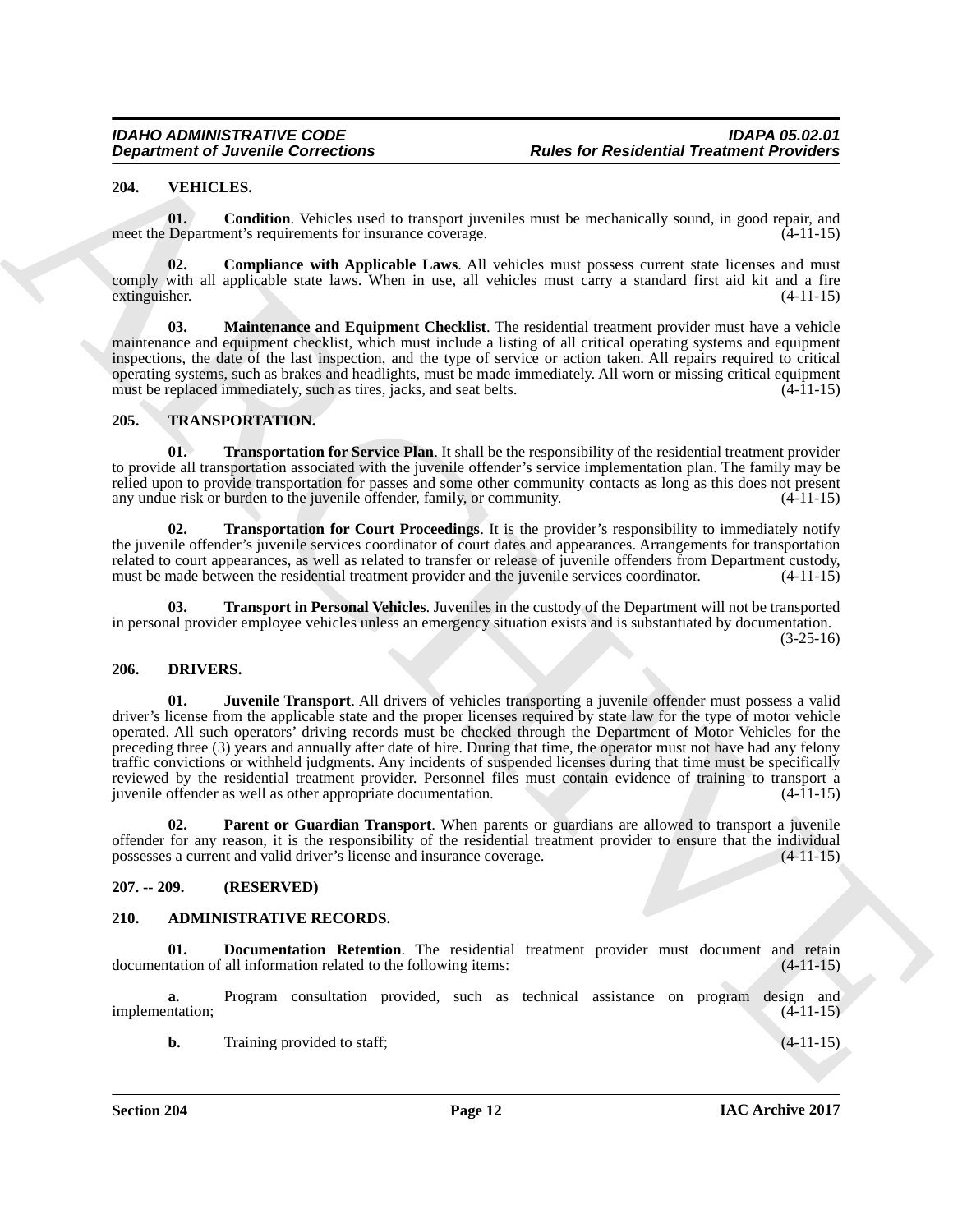## 204. VEHICLES.

**01. Condition**. Vehicles used to transport juveniles must be mechanically sound, in good repair, and meet the Department's requirements for insurance coverage. (4-11-15)

**02. Compliance with Applicable Laws**. All vehicles must possess current state licenses and must comply with all applicable state laws. When in use, all vehicles must carry a standard first aid kit and a fire extinguisher. (4-11-15)

**03. Maintenance and Equipment Checklist**. The residential treatment provider must have a vehicle maintenance and equipment checklist, which must include a listing of all critical operating systems and equipment inspections, the date of the last inspection, and the type of service or action taken. All repairs required to critical operating systems, such as brakes and headlights, must be made immediately. All worn or missing critical equipment must be replaced immediately, such as tires, jacks, and seat belts. (4-11-15)

## 205. TRANSPORTATION.

**01. Transportation for Service Plan**. It shall be the responsibility of the residential treatment provider to provide all transportation associated with the juvenile offender's service implementation plan. The family may be relied upon to provide transportation for passes and some other community contacts as long as this does not present any undue risk or burden to the juvenile offender, family, or community. (4-11-15)

**02. Transportation for Court Proceedings**. It is the provider's responsibility to immediately notify the juvenile offender's juvenile services coordinator of court dates and appearances. Arrangements for transportation related to court appearances, as well as related to transfer or release of juvenile offenders from Department custody, must be made between the residential treatment provider and the juvenile services coordinator. (4-11-15)

**03. Transport in Personal Vehicles**. Juveniles in the custody of the Department will not be transported in personal provider employee vehicles unless an emergency situation exists and is substantiated by documentation. (3-25-16)

## 206. DRIVERS.

**01. Juvenile Transport**. All drivers of vehicles transporting a juvenile offender must possess a valid driver's license from the applicable state and the proper licenses required by state law for the type of motor vehicle operated. All such operators' driving records must be checked through the Department of Motor Vehicles for the preceding three (3) years and annually after date of hire. During that time, the operator must not have had any felony traffic convictions or withheld judgments. Any incidents of suspended licenses during that time must be specifically reviewed by the residential treatment provider. Personnel files must contain evidence of training to transport a juvenile offender as well as other appropriate documentation. (4-11-15)

**02. Parent or Guardian Transport**. When parents or guardians are allowed to transport a juvenile offender for any reason, it is the responsibility of the residential treatment provider to ensure that the individual possesses a current and valid driver's license and insurance coverage. (4-11-15)

## 207. -- 209. (RESERVED)

## 210. ADMINISTRATIVE RECORDS.

**01. Documentation Retention**. The residential treatment provider must document and retain documentation of all information related to the following items: (4-11-15)

**a.** Program consultation provided, such as technical assistance on program design and implementation; (4-11-15)

**b.** Training provided to staff; (4-11-15)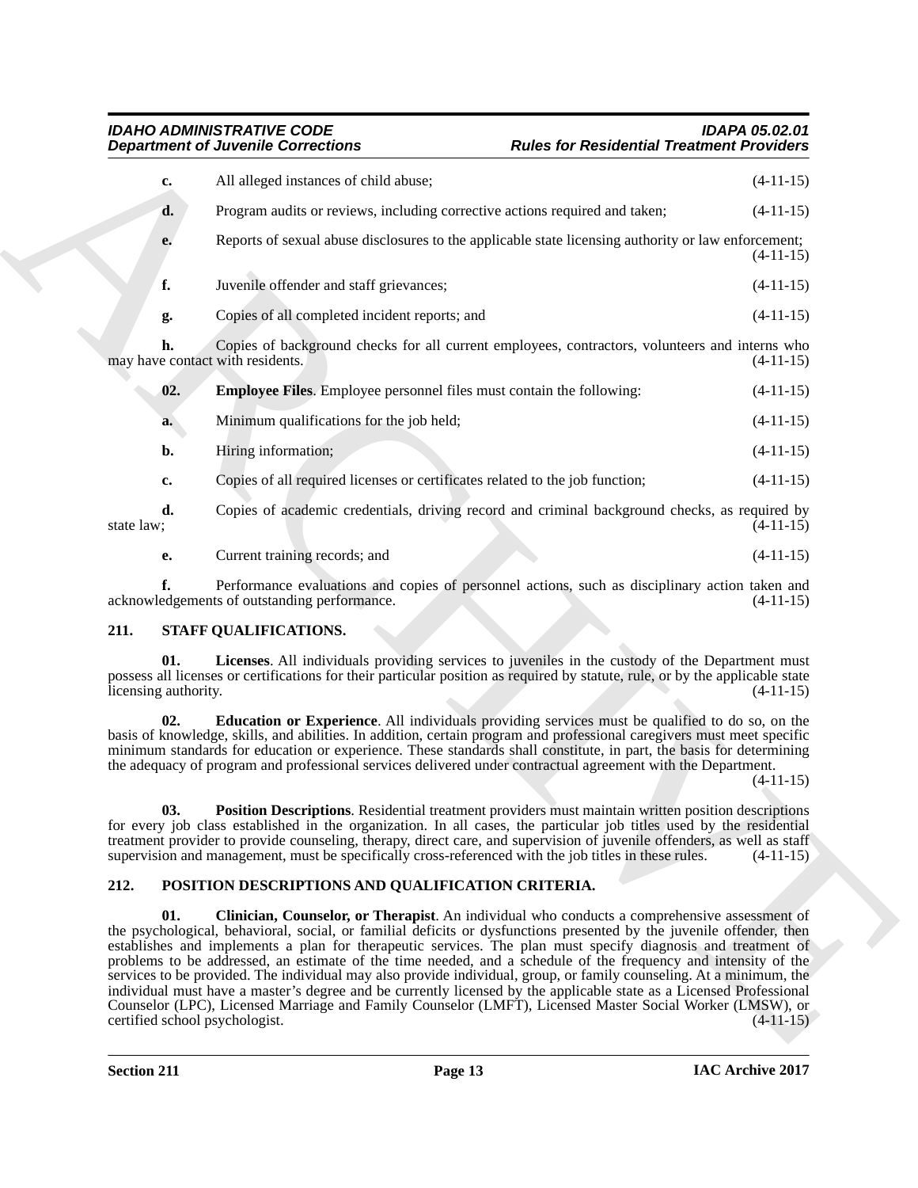**c.** All alleged instances of child abuse; (4-11-15)

**d.** Program audits or reviews, including corrective actions required and taken; (4-11-15)

**e.** Reports of sexual abuse disclosures to the applicable state licensing authority or law enforcement; (4-11-15)

**f.** Juvenile offender and staff grievances; (4-11-15)

**g.** Copies of all completed incident reports; and (4-11-15)

**h.** Copies of background checks for all current employees, contractors, volunteers and interns who may have contact with residents. (4-11-15)

**02. Employee Files**. Employee personnel files must contain the following: (4-11-15)

**a.** Minimum qualifications for the job held; (4-11-15)

**b.** Hiring information; (4-11-15)

**c.** Copies of all required licenses or certificates related to the job function; (4-11-15)

**d.** Copies of academic credentials, driving record and criminal background checks, as required by state law; (4-11-15)

**e.** Current training records; and (4-11-15)

**f.** Performance evaluations and copies of personnel actions, such as disciplinary action taken and acknowledgements of outstanding performance. (4-11-15)

## 211. STAFF QUALIFICATIONS.

**01. Licenses**. All individuals providing services to juveniles in the custody of the Department must possess all licenses or certifications for their particular position as required by statute, rule, or by the applicable state licensing authority. (4-11-15)

**02. Education or Experience**. All individuals providing services must be qualified to do so, on the basis of knowledge, skills, and abilities. In addition, certain program and professional caregivers must meet specific minimum standards for education or experience. These standards shall constitute, in part, the basis for determining the adequacy of program and professional services delivered under contractual agreement with the Department. (4-11-15)

**03. Position Descriptions**. Residential treatment providers must maintain written position descriptions for every job class established in the organization. In all cases, the particular job titles used by the residential treatment provider to provide counseling, therapy, direct care, and supervision of juvenile offenders, as well as staff supervision and management, must be specifically cross-referenced with the job titles in these rules. (4-11-15)

## 212. POSITION DESCRIPTIONS AND QUALIFICATION CRITERIA.

**01. Clinician, Counselor, or Therapist**. An individual who conducts a comprehensive assessment of the psychological, behavioral, social, or familial deficits or dysfunctions presented by the juvenile offender, then establishes and implements a plan for therapeutic services. The plan must specify diagnosis and treatment of problems to be addressed, an estimate of the time needed, and a schedule of the frequency and intensity of the services to be provided. The individual may also provide individual, group, or family counseling. At a minimum, the individual must have a master's degree and be currently licensed by the applicable state as a Licensed Professional Counselor (LPC), Licensed Marriage and Family Counselor (LMFT), Licensed Master Social Worker (LMSW), or certified school psychologist. (4-11-15)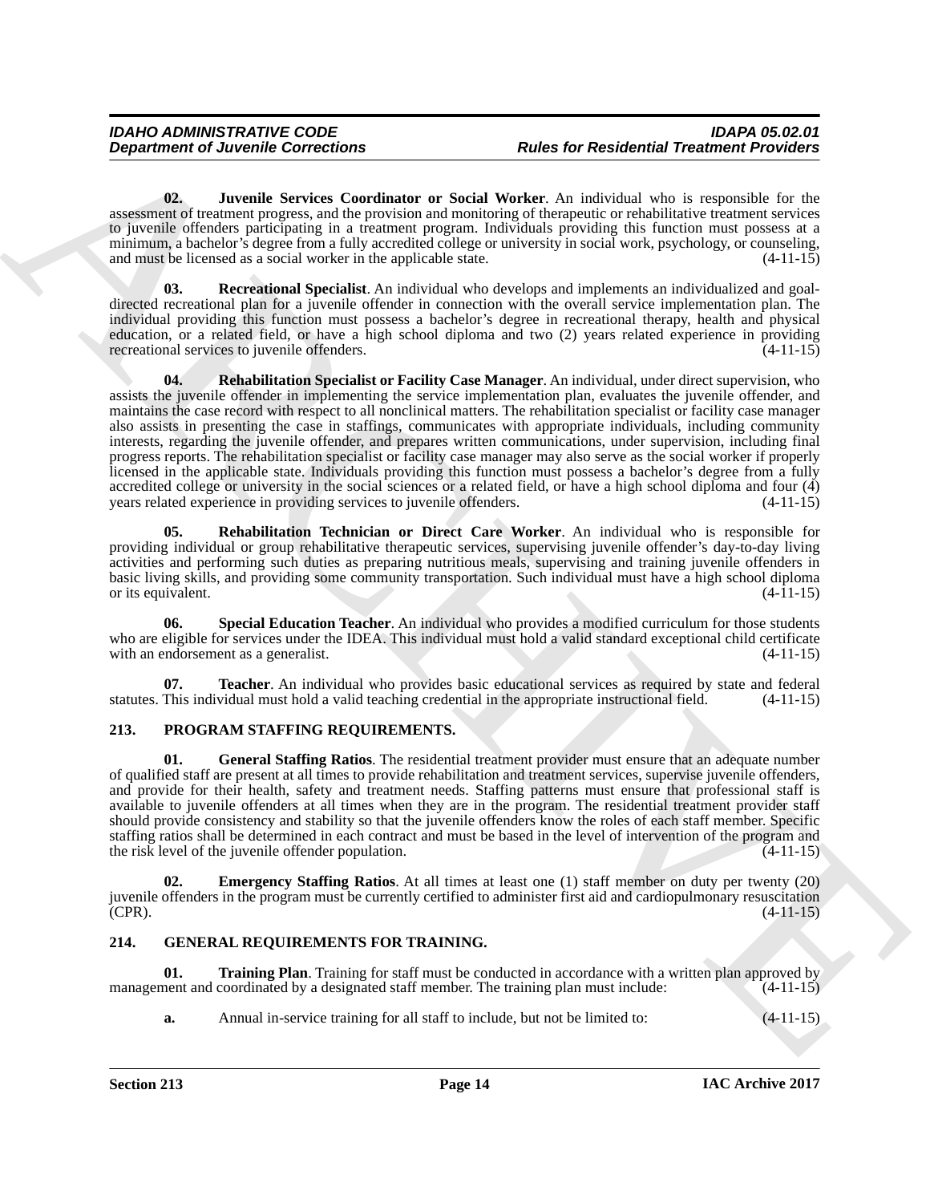**02. Juvenile Services Coordinator or Social Worker**. An individual who is responsible for the assessment of treatment progress, and the provision and monitoring of therapeutic or rehabilitative treatment services to juvenile offenders participating in a treatment program. Individuals providing this function must possess at a minimum, a bachelor's degree from a fully accredited college or university in social work, psychology, or counseling, and must be licensed as a social worker in the applicable state. (4-11-15)

**03. Recreational Specialist**. An individual who develops and implements an individualized and goal-directed recreational plan for a juvenile offender in connection with the overall service implementation plan. The individual providing this function must possess a bachelor's degree in recreational therapy, health and physical education, or a related field, or have a high school diploma and two (2) years related experience in providing recreational services to juvenile offenders. (4-11-15)

**04. Rehabilitation Specialist or Facility Case Manager**. An individual, under direct supervision, who assists the juvenile offender in implementing the service implementation plan, evaluates the juvenile offender, and maintains the case record with respect to all nonclinical matters. The rehabilitation specialist or facility case manager also assists in presenting the case in staffings, communicates with appropriate individuals, including community interests, regarding the juvenile offender, and prepares written communications, under supervision, including final progress reports. The rehabilitation specialist or facility case manager may also serve as the social worker if properly licensed in the applicable state. Individuals providing this function must possess a bachelor's degree from a fully accredited college or university in the social sciences or a related field, or have a high school diploma and four (4) years related experience in providing services to juvenile offenders. (4-11-15)

**05. Rehabilitation Technician or Direct Care Worker**. An individual who is responsible for providing individual or group rehabilitative therapeutic services, supervising juvenile offender's day-to-day living activities and performing such duties as preparing nutritious meals, supervising and training juvenile offenders in basic living skills, and providing some community transportation. Such individual must have a high school diploma or its equivalent. (4-11-15)

**06. Special Education Teacher**. An individual who provides a modified curriculum for those students who are eligible for services under the IDEA. This individual must hold a valid standard exceptional child certificate with an endorsement as a generalist. (4-11-15)

**07. Teacher**. An individual who provides basic educational services as required by state and federal statutes. This individual must hold a valid teaching credential in the appropriate instructional field. (4-11-15)

## 213. PROGRAM STAFFING REQUIREMENTS.

**01. General Staffing Ratios**. The residential treatment provider must ensure that an adequate number of qualified staff are present at all times to provide rehabilitation and treatment services, supervise juvenile offenders, and provide for their health, safety and treatment needs. Staffing patterns must ensure that professional staff is available to juvenile offenders at all times when they are in the program. The residential treatment provider staff should provide consistency and stability so that the juvenile offenders know the roles of each staff member. Specific staffing ratios shall be determined in each contract and must be based in the level of intervention of the program and the risk level of the juvenile offender population. (4-11-15)

**02. Emergency Staffing Ratios**. At all times at least one (1) staff member on duty per twenty (20) juvenile offenders in the program must be currently certified to administer first aid and cardiopulmonary resuscitation (CPR). (4-11-15)

## 214. GENERAL REQUIREMENTS FOR TRAINING.

**01. Training Plan**. Training for staff must be conducted in accordance with a written plan approved by management and coordinated by a designated staff member. The training plan must include: (4-11-15)

**a.** Annual in-service training for all staff to include, but not be limited to: (4-11-15)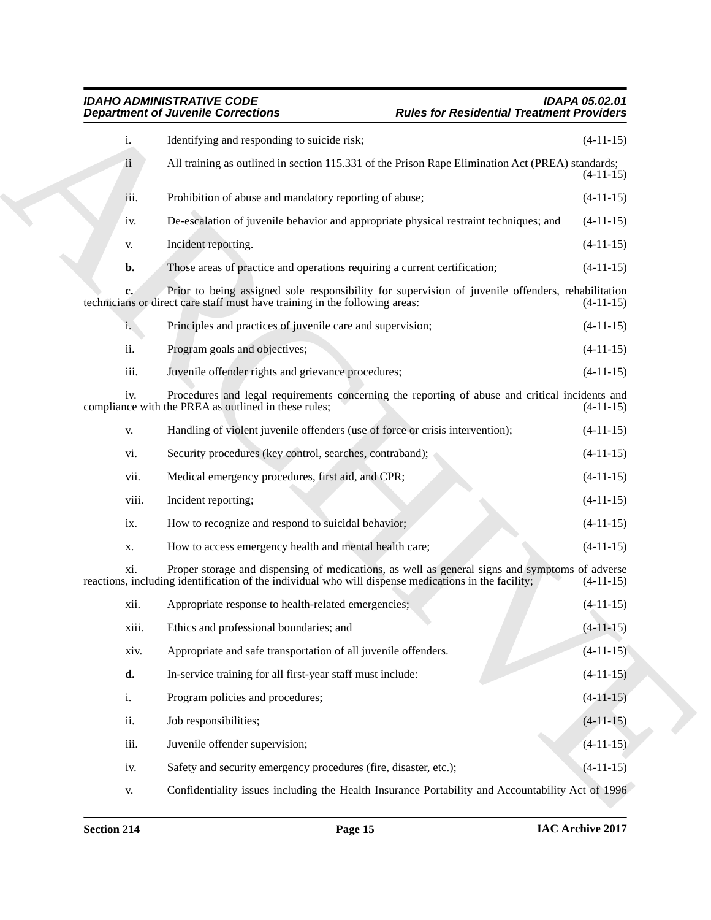i. Identifying and responding to suicide risk; (4-11-15)

ii All training as outlined in section 115.331 of the Prison Rape Elimination Act (PREA) standards; (4-11-15)

iii. Prohibition of abuse and mandatory reporting of abuse; (4-11-15)

iv. De-escalation of juvenile behavior and appropriate physical restraint techniques; and (4-11-15)

v. Incident reporting. (4-11-15)

**b.** Those areas of practice and operations requiring a current certification; (4-11-15)

**c.** Prior to being assigned sole responsibility for supervision of juvenile offenders, rehabilitation technicians or direct care staff must have training in the following areas: (4-11-15)

i. Principles and practices of juvenile care and supervision; (4-11-15)

ii. Program goals and objectives; (4-11-15)

iii. Juvenile offender rights and grievance procedures; (4-11-15)

iv. Procedures and legal requirements concerning the reporting of abuse and critical incidents and compliance with the PREA as outlined in these rules; (4-11-15)

v. Handling of violent juvenile offenders (use of force or crisis intervention); (4-11-15)

vi. Security procedures (key control, searches, contraband); (4-11-15)

vii. Medical emergency procedures, first aid, and CPR; (4-11-15)

viii. Incident reporting; (4-11-15)

ix. How to recognize and respond to suicidal behavior; (4-11-15)

x. How to access emergency health and mental health care; (4-11-15)

xi. Proper storage and dispensing of medications, as well as general signs and symptoms of adverse reactions, including identification of the individual who will dispense medications in the facility; (4-11-15)

xii. Appropriate response to health-related emergencies; (4-11-15)

xiii. Ethics and professional boundaries; and (4-11-15)

xiv. Appropriate and safe transportation of all juvenile offenders. (4-11-15)

**d.** In-service training for all first-year staff must include: (4-11-15)

i. Program policies and procedures; (4-11-15)

ii. Job responsibilities; (4-11-15)

iii. Juvenile offender supervision; (4-11-15)

iv. Safety and security emergency procedures (fire, disaster, etc.); (4-11-15)

v. Confidentiality issues including the Health Insurance Portability and Accountability Act of 1996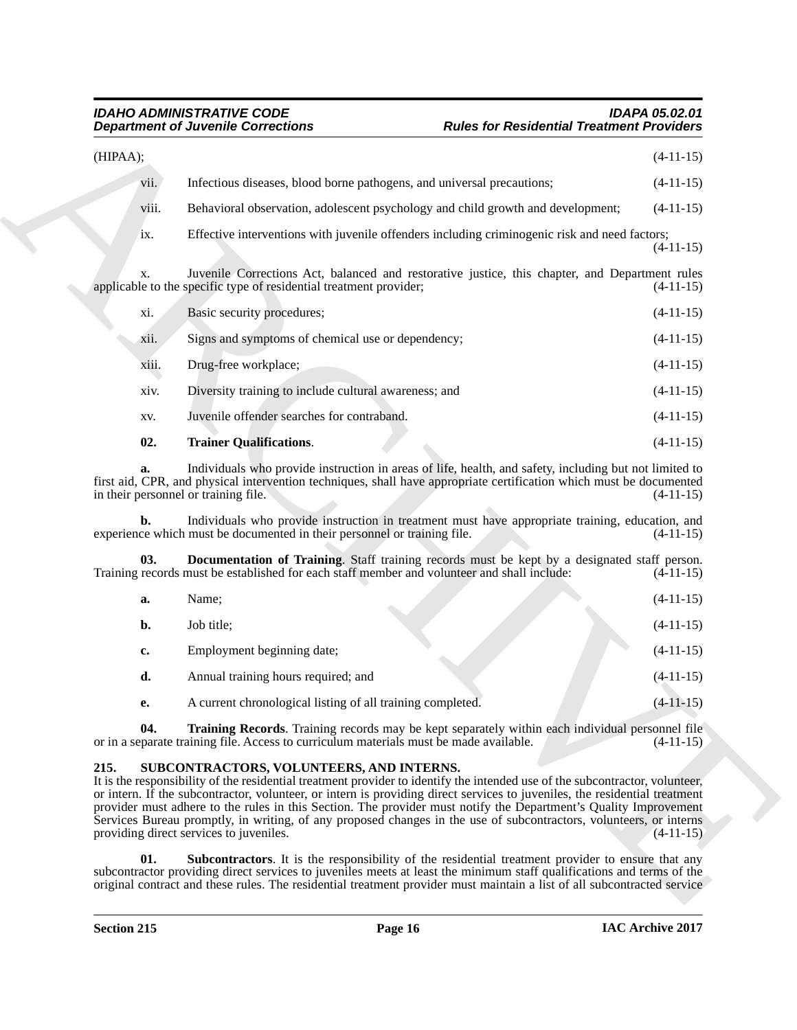(HIPAA); (4-11-15)

vii. Infectious diseases, blood borne pathogens, and universal precautions; (4-11-15)

viii. Behavioral observation, adolescent psychology and child growth and development; (4-11-15)

ix. Effective interventions with juvenile offenders including criminogenic risk and need factors; (4-11-15)

x. Juvenile Corrections Act, balanced and restorative justice, this chapter, and Department rules applicable to the specific type of residential treatment provider; (4-11-15)

xi. Basic security procedures; (4-11-15)

xii. Signs and symptoms of chemical use or dependency; (4-11-15)

xiii. Drug-free workplace; (4-11-15)

xiv. Diversity training to include cultural awareness; and (4-11-15)

xv. Juvenile offender searches for contraband. (4-11-15)

**02. Trainer Qualifications**. (4-11-15)

**a.** Individuals who provide instruction in areas of life, health, and safety, including but not limited to first aid, CPR, and physical intervention techniques, shall have appropriate certification which must be documented in their personnel or training file. (4-11-15)

**b.** Individuals who provide instruction in treatment must have appropriate training, education, and experience which must be documented in their personnel or training file. (4-11-15)

**03. Documentation of Training**. Staff training records must be kept by a designated staff person. Training records must be established for each staff member and volunteer and shall include: (4-11-15)

**a.** Name; (4-11-15)

**b.** Job title; (4-11-15)

**c.** Employment beginning date; (4-11-15)

**d.** Annual training hours required; and (4-11-15)

**e.** A current chronological listing of all training completed. (4-11-15)

**04. Training Records**. Training records may be kept separately within each individual personnel file or in a separate training file. Access to curriculum materials must be made available. (4-11-15)

### 215. SUBCONTRACTORS, VOLUNTEERS, AND INTERNS.

It is the responsibility of the residential treatment provider to identify the intended use of the subcontractor, volunteer, or intern. If the subcontractor, volunteer, or intern is providing direct services to juveniles, the residential treatment provider must adhere to the rules in this Section. The provider must notify the Department's Quality Improvement Services Bureau promptly, in writing, of any proposed changes in the use of subcontractors, volunteers, or interns providing direct services to juveniles. (4-11-15)

**01. Subcontractors**. It is the responsibility of the residential treatment provider to ensure that any subcontractor providing direct services to juveniles meets at least the minimum staff qualifications and terms of the original contract and these rules. The residential treatment provider must maintain a list of all subcontracted service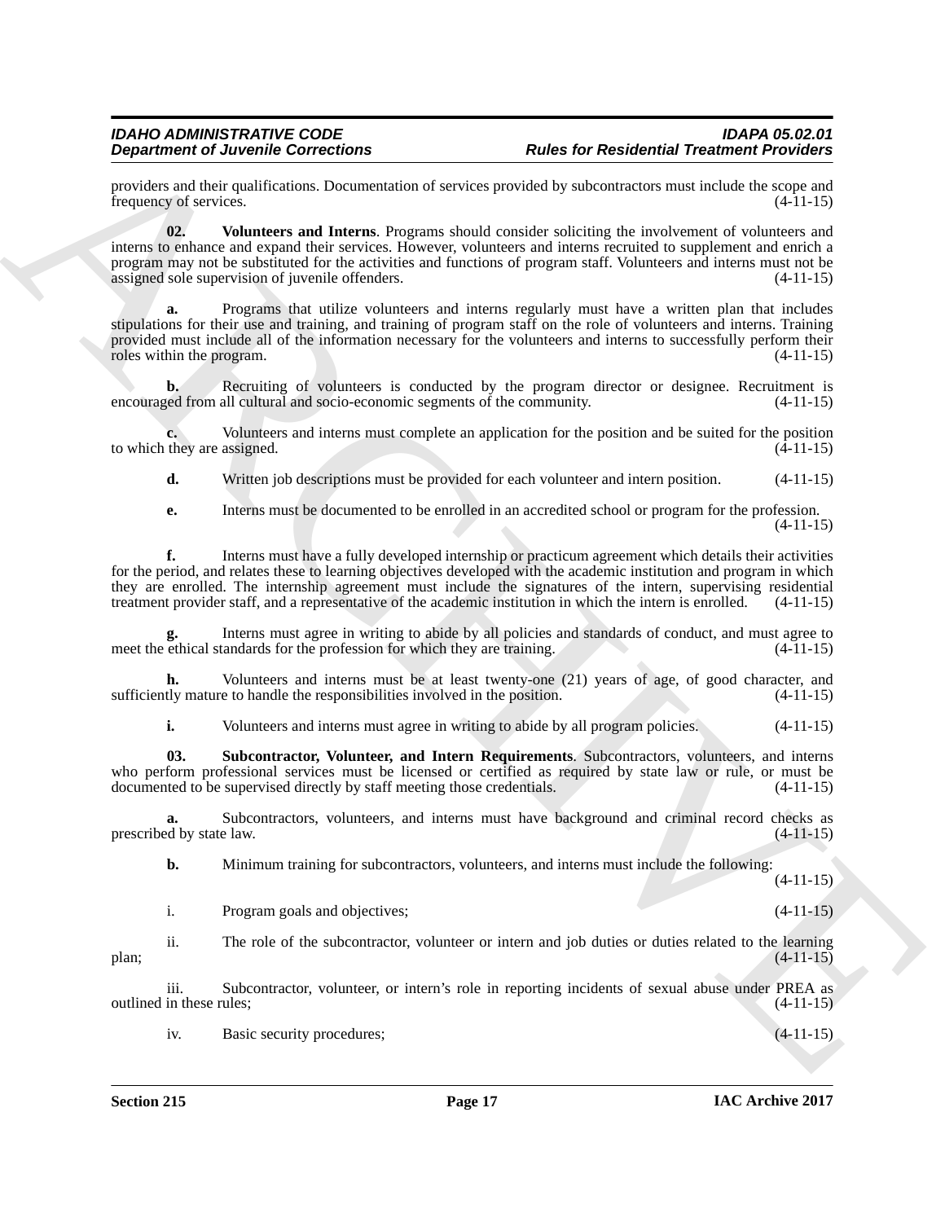providers and their qualifications. Documentation of services provided by subcontractors must include the scope and frequency of services. (4-11-15)

**02. Volunteers and Interns**. Programs should consider soliciting the involvement of volunteers and interns to enhance and expand their services. However, volunteers and interns recruited to supplement and enrich a program may not be substituted for the activities and functions of program staff. Volunteers and interns must not be assigned sole supervision of juvenile offenders. (4-11-15)

**a.** Programs that utilize volunteers and interns regularly must have a written plan that includes stipulations for their use and training, and training of program staff on the role of volunteers and interns. Training provided must include all of the information necessary for the volunteers and interns to successfully perform their roles within the program. (4-11-15)

**b.** Recruiting of volunteers is conducted by the program director or designee. Recruitment is encouraged from all cultural and socio-economic segments of the community. (4-11-15)

**c.** Volunteers and interns must complete an application for the position and be suited for the position to which they are assigned. (4-11-15)

**d.** Written job descriptions must be provided for each volunteer and intern position. (4-11-15)

**e.** Interns must be documented to be enrolled in an accredited school or program for the profession. (4-11-15)

**f.** Interns must have a fully developed internship or practicum agreement which details their activities for the period, and relates these to learning objectives developed with the academic institution and program in which they are enrolled. The internship agreement must include the signatures of the intern, supervising residential treatment provider staff, and a representative of the academic institution in which the intern is enrolled. (4-11-15)

**g.** Interns must agree in writing to abide by all policies and standards of conduct, and must agree to meet the ethical standards for the profession for which they are training. (4-11-15)

**h.** Volunteers and interns must be at least twenty-one (21) years of age, of good character, and sufficiently mature to handle the responsibilities involved in the position. (4-11-15)

**i.** Volunteers and interns must agree in writing to abide by all program policies. (4-11-15)

**03. Subcontractor, Volunteer, and Intern Requirements**. Subcontractors, volunteers, and interns who perform professional services must be licensed or certified as required by state law or rule, or must be documented to be supervised directly by staff meeting those credentials. (4-11-15)

**a.** Subcontractors, volunteers, and interns must have background and criminal record checks as prescribed by state law. (4-11-15)

**b.** Minimum training for subcontractors, volunteers, and interns must include the following: (4-11-15)

i. Program goals and objectives; (4-11-15)

ii. The role of the subcontractor, volunteer or intern and job duties or duties related to the learning plan; (4-11-15)

iii. Subcontractor, volunteer, or intern's role in reporting incidents of sexual abuse under PREA as outlined in these rules; (4-11-15)

iv. Basic security procedures; (4-11-15)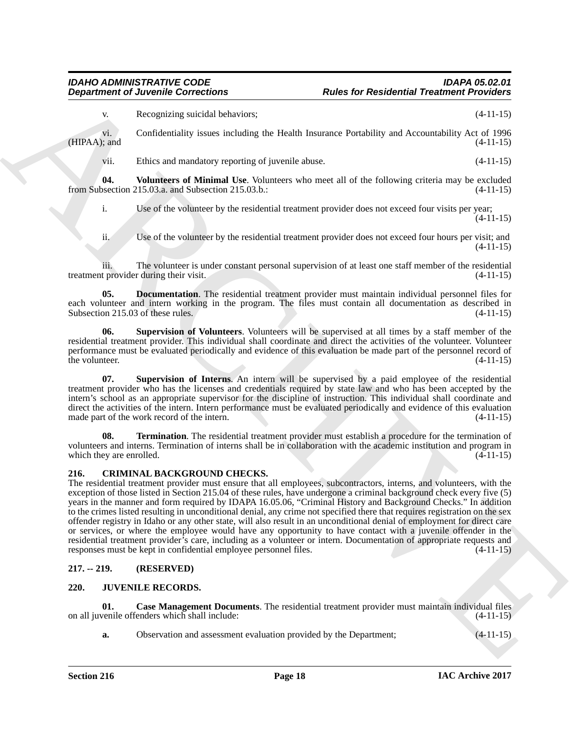v. Recognizing suicidal behaviors; (4-11-15)

vi. Confidentiality issues including the Health Insurance Portability and Accountability Act of 1996 (HIPAA); and (4-11-15)

vii. Ethics and mandatory reporting of juvenile abuse. (4-11-15)

**04. Volunteers of Minimal Use**. Volunteers who meet all of the following criteria may be excluded from Subsection 215.03.a. and Subsection 215.03.b.: (4-11-15)

i. Use of the volunteer by the residential treatment provider does not exceed four visits per year; (4-11-15)

ii. Use of the volunteer by the residential treatment provider does not exceed four hours per visit; and (4-11-15)

iii. The volunteer is under constant personal supervision of at least one staff member of the residential treatment provider during their visit. (4-11-15)

**05. Documentation**. The residential treatment provider must maintain individual personnel files for each volunteer and intern working in the program. The files must contain all documentation as described in Subsection 215.03 of these rules. (4-11-15)

**06. Supervision of Volunteers**. Volunteers will be supervised at all times by a staff member of the residential treatment provider. This individual shall coordinate and direct the activities of the volunteer. Volunteer performance must be evaluated periodically and evidence of this evaluation be made part of the personnel record of the volunteer. (4-11-15)

**07. Supervision of Interns**. An intern will be supervised by a paid employee of the residential treatment provider who has the licenses and credentials required by state law and who has been accepted by the intern's school as an appropriate supervisor for the discipline of instruction. This individual shall coordinate and direct the activities of the intern. Intern performance must be evaluated periodically and evidence of this evaluation made part of the work record of the intern. (4-11-15)

**08. Termination**. The residential treatment provider must establish a procedure for the termination of volunteers and interns. Termination of interns shall be in collaboration with the academic institution and program in which they are enrolled. (4-11-15)

## 216. CRIMINAL BACKGROUND CHECKS.

The residential treatment provider must ensure that all employees, subcontractors, interns, and volunteers, with the exception of those listed in Section 215.04 of these rules, have undergone a criminal background check every five (5) years in the manner and form required by IDAPA 16.05.06, "Criminal History and Background Checks." In addition to the crimes listed resulting in unconditional denial, any crime not specified there that requires registration on the sex offender registry in Idaho or any other state, will also result in an unconditional denial of employment for direct care or services, or where the employee would have any opportunity to have contact with a juvenile offender in the residential treatment provider's care, including as a volunteer or intern. Documentation of appropriate requests and responses must be kept in confidential employee personnel files. (4-11-15)

## 217. -- 219. (RESERVED)

## 220. JUVENILE RECORDS.

**01. Case Management Documents**. The residential treatment provider must maintain individual files on all juvenile offenders which shall include: (4-11-15)

**a.** Observation and assessment evaluation provided by the Department; (4-11-15)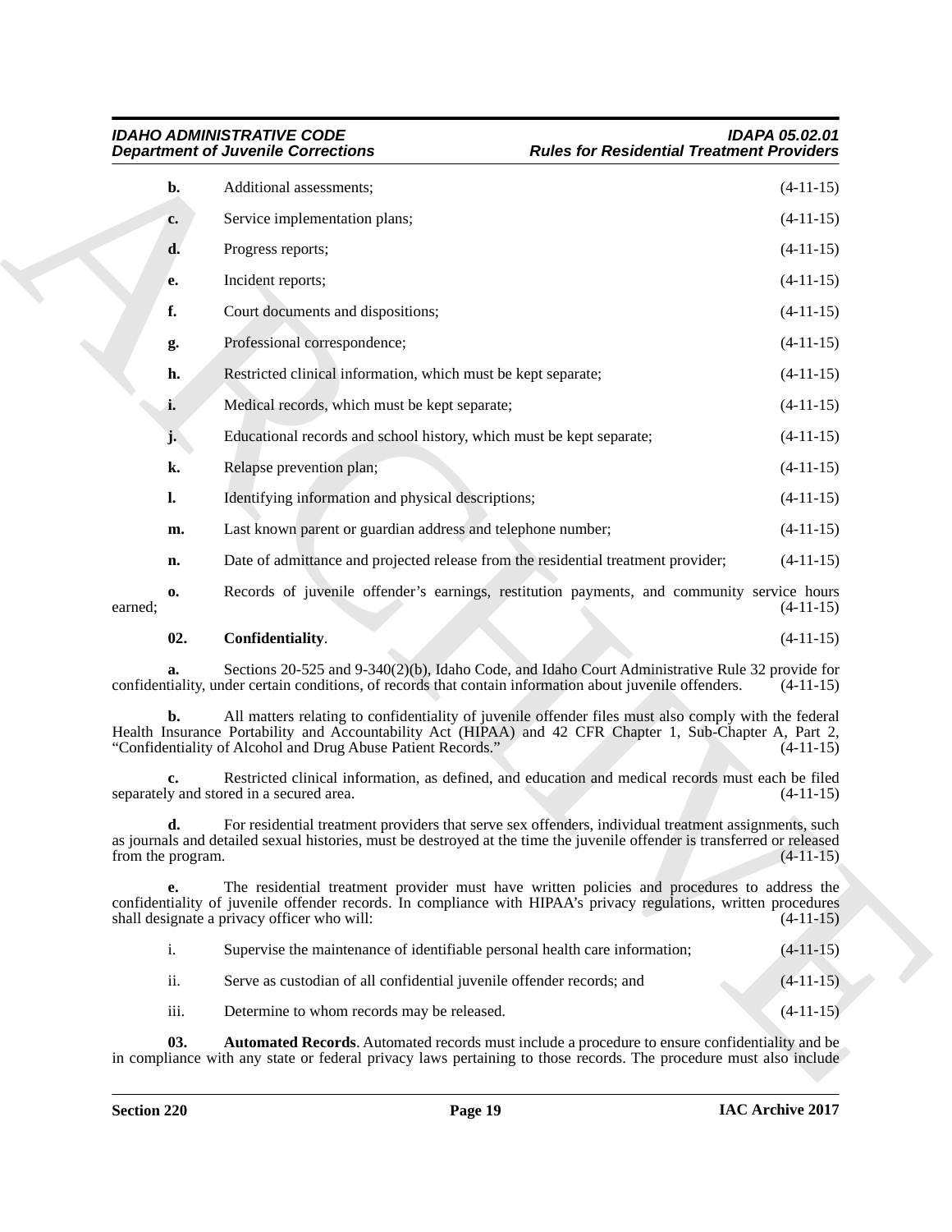**b.** Additional assessments; (4-11-15)

**c.** Service implementation plans; (4-11-15)

**d.** Progress reports; (4-11-15)

**e.** Incident reports; (4-11-15)

**f.** Court documents and dispositions; (4-11-15)

**g.** Professional correspondence; (4-11-15)

**h.** Restricted clinical information, which must be kept separate; (4-11-15)

**i.** Medical records, which must be kept separate; (4-11-15)

**j.** Educational records and school history, which must be kept separate; (4-11-15)

**k.** Relapse prevention plan; (4-11-15)

**l.** Identifying information and physical descriptions; (4-11-15)

**m.** Last known parent or guardian address and telephone number; (4-11-15)

**n.** Date of admittance and projected release from the residential treatment provider; (4-11-15)

**o.** Records of juvenile offender's earnings, restitution payments, and community service hours earned; (4-11-15)

**02. Confidentiality**. (4-11-15)

**a.** Sections 20-525 and 9-340(2)(b), Idaho Code, and Idaho Court Administrative Rule 32 provide for confidentiality, under certain conditions, of records that contain information about juvenile offenders. (4-11-15)

**b.** All matters relating to confidentiality of juvenile offender files must also comply with the federal Health Insurance Portability and Accountability Act (HIPAA) and 42 CFR Chapter 1, Sub-Chapter A, Part 2, "Confidentiality of Alcohol and Drug Abuse Patient Records." (4-11-15)

**c.** Restricted clinical information, as defined, and education and medical records must each be filed separately and stored in a secured area. (4-11-15)

**d.** For residential treatment providers that serve sex offenders, individual treatment assignments, such as journals and detailed sexual histories, must be destroyed at the time the juvenile offender is transferred or released from the program. (4-11-15)

**e.** The residential treatment provider must have written policies and procedures to address the confidentiality of juvenile offender records. In compliance with HIPAA's privacy regulations, written procedures shall designate a privacy officer who will: (4-11-15)

i. Supervise the maintenance of identifiable personal health care information; (4-11-15)

ii. Serve as custodian of all confidential juvenile offender records; and (4-11-15)

iii. Determine to whom records may be released. (4-11-15)

**03. Automated Records**. Automated records must include a procedure to ensure confidentiality and be in compliance with any state or federal privacy laws pertaining to those records. The procedure must also include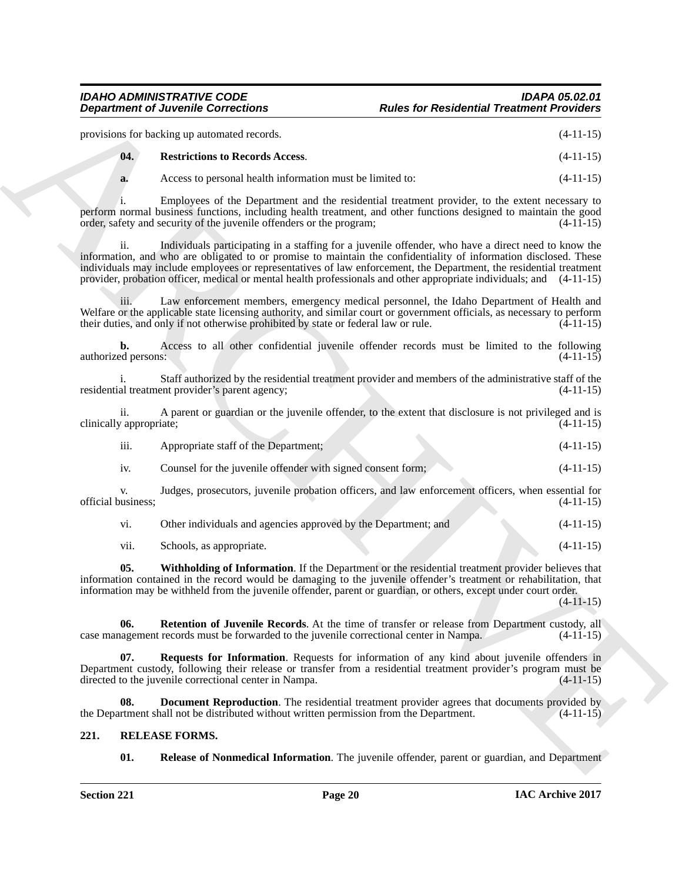provisions for backing up automated records. (4-11-15)

**04. Restrictions to Records Access**. (4-11-15)

**a.** Access to personal health information must be limited to: (4-11-15)

i. Employees of the Department and the residential treatment provider, to the extent necessary to perform normal business functions, including health treatment, and other functions designed to maintain the good order, safety and security of the juvenile offenders or the program; (4-11-15)

ii. Individuals participating in a staffing for a juvenile offender, who have a direct need to know the information, and who are obligated to or promise to maintain the confidentiality of information disclosed. These individuals may include employees or representatives of law enforcement, the Department, the residential treatment provider, probation officer, medical or mental health professionals and other appropriate individuals; and (4-11-15)

iii. Law enforcement members, emergency medical personnel, the Idaho Department of Health and Welfare or the applicable state licensing authority, and similar court or government officials, as necessary to perform their duties, and only if not otherwise prohibited by state or federal law or rule. (4-11-15)

**b.** Access to all other confidential juvenile offender records must be limited to the following authorized persons: (4-11-15)

i. Staff authorized by the residential treatment provider and members of the administrative staff of the residential treatment provider's parent agency; (4-11-15)

ii. A parent or guardian or the juvenile offender, to the extent that disclosure is not privileged and is clinically appropriate; (4-11-15)

iii. Appropriate staff of the Department; (4-11-15)

iv. Counsel for the juvenile offender with signed consent form; (4-11-15)

v. Judges, prosecutors, juvenile probation officers, and law enforcement officers, when essential for official business; (4-11-15)

vi. Other individuals and agencies approved by the Department; and (4-11-15)

vii. Schools, as appropriate. (4-11-15)

**05. Withholding of Information**. If the Department or the residential treatment provider believes that information contained in the record would be damaging to the juvenile offender's treatment or rehabilitation, that information may be withheld from the juvenile offender, parent or guardian, or others, except under court order. (4-11-15)

**06. Retention of Juvenile Records**. At the time of transfer or release from Department custody, all case management records must be forwarded to the juvenile correctional center in Nampa. (4-11-15)

**07. Requests for Information**. Requests for information of any kind about juvenile offenders in Department custody, following their release or transfer from a residential treatment provider's program must be directed to the juvenile correctional center in Nampa. (4-11-15)

**08. Document Reproduction**. The residential treatment provider agrees that documents provided by the Department shall not be distributed without written permission from the Department. (4-11-15)

## 221. RELEASE FORMS.

**01. Release of Nonmedical Information**. The juvenile offender, parent or guardian, and Department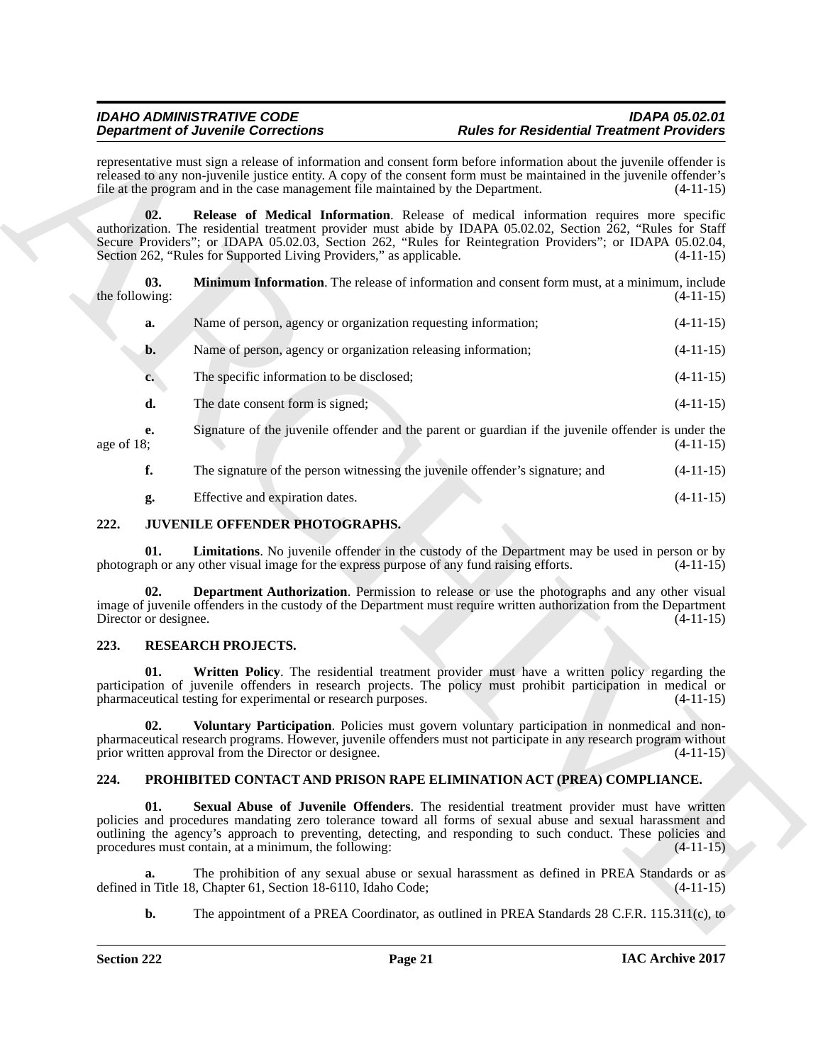representative must sign a release of information and consent form before information about the juvenile offender is released to any non-juvenile justice entity. A copy of the consent form must be maintained in the juvenile offender's file at the program and in the case management file maintained by the Department. (4-11-15)

**02. Release of Medical Information**. Release of medical information requires more specific authorization. The residential treatment provider must abide by IDAPA 05.02.02, Section 262, "Rules for Staff Secure Providers"; or IDAPA 05.02.03, Section 262, "Rules for Reintegration Providers"; or IDAPA 05.02.04, Section 262, "Rules for Supported Living Providers," as applicable. (4-11-15)

**03. Minimum Information**. The release of information and consent form must, at a minimum, include the following: (4-11-15)

**a.** Name of person, agency or organization requesting information; (4-11-15)

**b.** Name of person, agency or organization releasing information; (4-11-15)

**c.** The specific information to be disclosed; (4-11-15)

**d.** The date consent form is signed; (4-11-15)

**e.** Signature of the juvenile offender and the parent or guardian if the juvenile offender is under the age of 18; (4-11-15)

**f.** The signature of the person witnessing the juvenile offender's signature; and (4-11-15)

**g.** Effective and expiration dates. (4-11-15)

## 222. JUVENILE OFFENDER PHOTOGRAPHS.

**01. Limitations**. No juvenile offender in the custody of the Department may be used in person or by photograph or any other visual image for the express purpose of any fund raising efforts. (4-11-15)

**02. Department Authorization**. Permission to release or use the photographs and any other visual image of juvenile offenders in the custody of the Department must require written authorization from the Department Director or designee. (4-11-15)

## 223. RESEARCH PROJECTS.

**01. Written Policy**. The residential treatment provider must have a written policy regarding the participation of juvenile offenders in research projects. The policy must prohibit participation in medical or pharmaceutical testing for experimental or research purposes. (4-11-15)

**02. Voluntary Participation**. Policies must govern voluntary participation in nonmedical and non-pharmaceutical research programs. However, juvenile offenders must not participate in any research program without prior written approval from the Director or designee. (4-11-15)

## 224. PROHIBITED CONTACT AND PRISON RAPE ELIMINATION ACT (PREA) COMPLIANCE.

**01. Sexual Abuse of Juvenile Offenders**. The residential treatment provider must have written policies and procedures mandating zero tolerance toward all forms of sexual abuse and sexual harassment and outlining the agency's approach to preventing, detecting, and responding to such conduct. These policies and procedures must contain, at a minimum, the following: (4-11-15)

**a.** The prohibition of any sexual abuse or sexual harassment as defined in PREA Standards or as defined in Title 18, Chapter 61, Section 18-6110, Idaho Code; (4-11-15)

**b.** The appointment of a PREA Coordinator, as outlined in PREA Standards 28 C.F.R. 115.311(c), to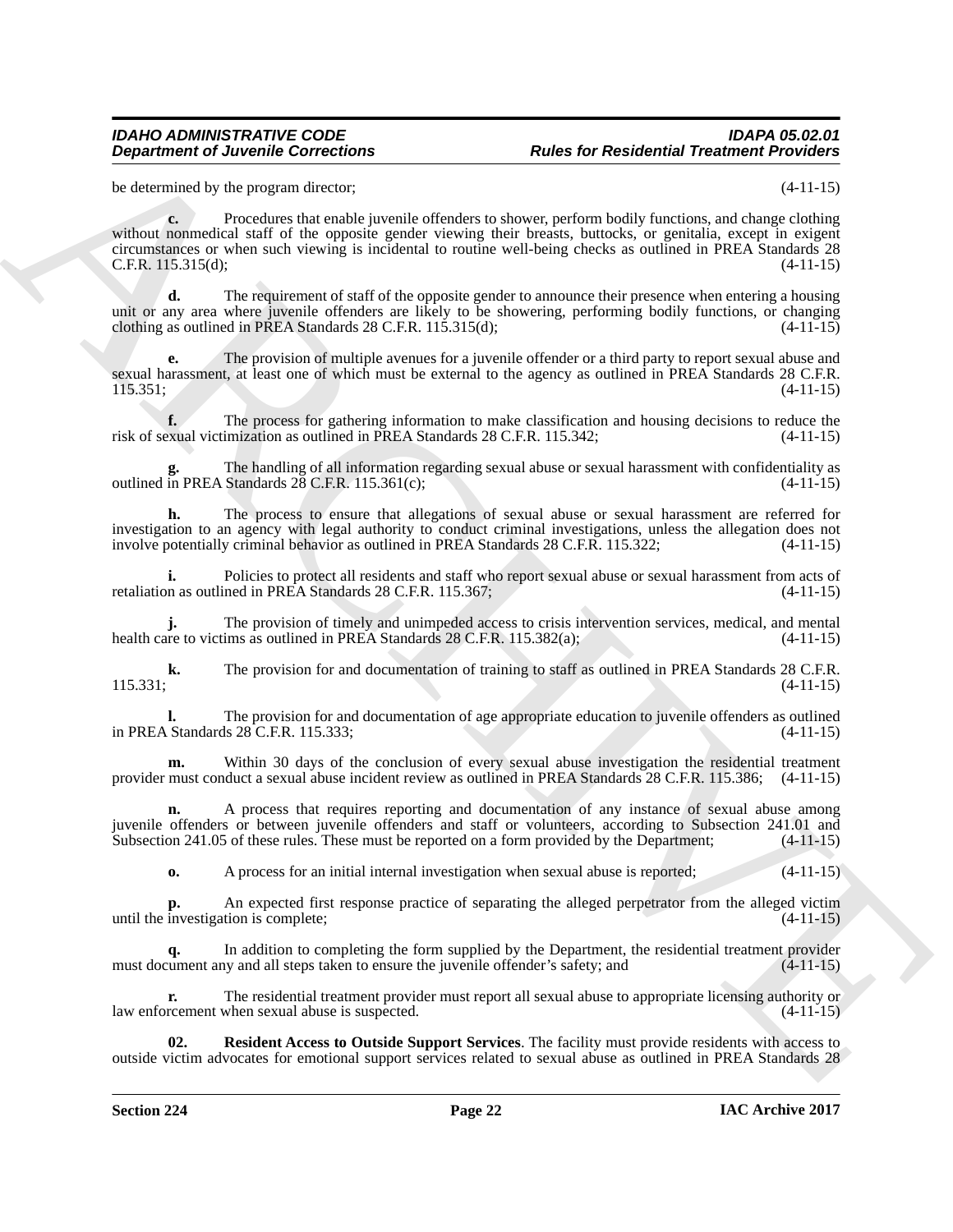be determined by the program director; (4-11-15)

**c.** Procedures that enable juvenile offenders to shower, perform bodily functions, and change clothing without nonmedical staff of the opposite gender viewing their breasts, buttocks, or genitalia, except in exigent circumstances or when such viewing is incidental to routine well-being checks as outlined in PREA Standards 28 C.F.R. 115.315(d); (4-11-15)

**d.** The requirement of staff of the opposite gender to announce their presence when entering a housing unit or any area where juvenile offenders are likely to be showering, performing bodily functions, or changing clothing as outlined in PREA Standards 28 C.F.R. 115.315(d); (4-11-15)

**e.** The provision of multiple avenues for a juvenile offender or a third party to report sexual abuse and sexual harassment, at least one of which must be external to the agency as outlined in PREA Standards 28 C.F.R. 115.351; (4-11-15)

**f.** The process for gathering information to make classification and housing decisions to reduce the risk of sexual victimization as outlined in PREA Standards 28 C.F.R. 115.342; (4-11-15)

**g.** The handling of all information regarding sexual abuse or sexual harassment with confidentiality as outlined in PREA Standards 28 C.F.R. 115.361(c); (4-11-15)

**h.** The process to ensure that allegations of sexual abuse or sexual harassment are referred for investigation to an agency with legal authority to conduct criminal investigations, unless the allegation does not involve potentially criminal behavior as outlined in PREA Standards 28 C.F.R. 115.322; (4-11-15)

**i.** Policies to protect all residents and staff who report sexual abuse or sexual harassment from acts of retaliation as outlined in PREA Standards 28 C.F.R. 115.367; (4-11-15)

**j.** The provision of timely and unimpeded access to crisis intervention services, medical, and mental health care to victims as outlined in PREA Standards 28 C.F.R. 115.382(a); (4-11-15)

**k.** The provision for and documentation of training to staff as outlined in PREA Standards 28 C.F.R. 115.331; (4-11-15)

**l.** The provision for and documentation of age appropriate education to juvenile offenders as outlined in PREA Standards 28 C.F.R. 115.333; (4-11-15)

**m.** Within 30 days of the conclusion of every sexual abuse investigation the residential treatment provider must conduct a sexual abuse incident review as outlined in PREA Standards 28 C.F.R. 115.386; (4-11-15)

**n.** A process that requires reporting and documentation of any instance of sexual abuse among juvenile offenders or between juvenile offenders and staff or volunteers, according to Subsection 241.01 and Subsection 241.05 of these rules. These must be reported on a form provided by the Department; (4-11-15)

**o.** A process for an initial internal investigation when sexual abuse is reported; (4-11-15)

**p.** An expected first response practice of separating the alleged perpetrator from the alleged victim until the investigation is complete; (4-11-15)

**q.** In addition to completing the form supplied by the Department, the residential treatment provider must document any and all steps taken to ensure the juvenile offender's safety; and (4-11-15)

**r.** The residential treatment provider must report all sexual abuse to appropriate licensing authority or law enforcement when sexual abuse is suspected. (4-11-15)

**02. Resident Access to Outside Support Services**. The facility must provide residents with access to outside victim advocates for emotional support services related to sexual abuse as outlined in PREA Standards 28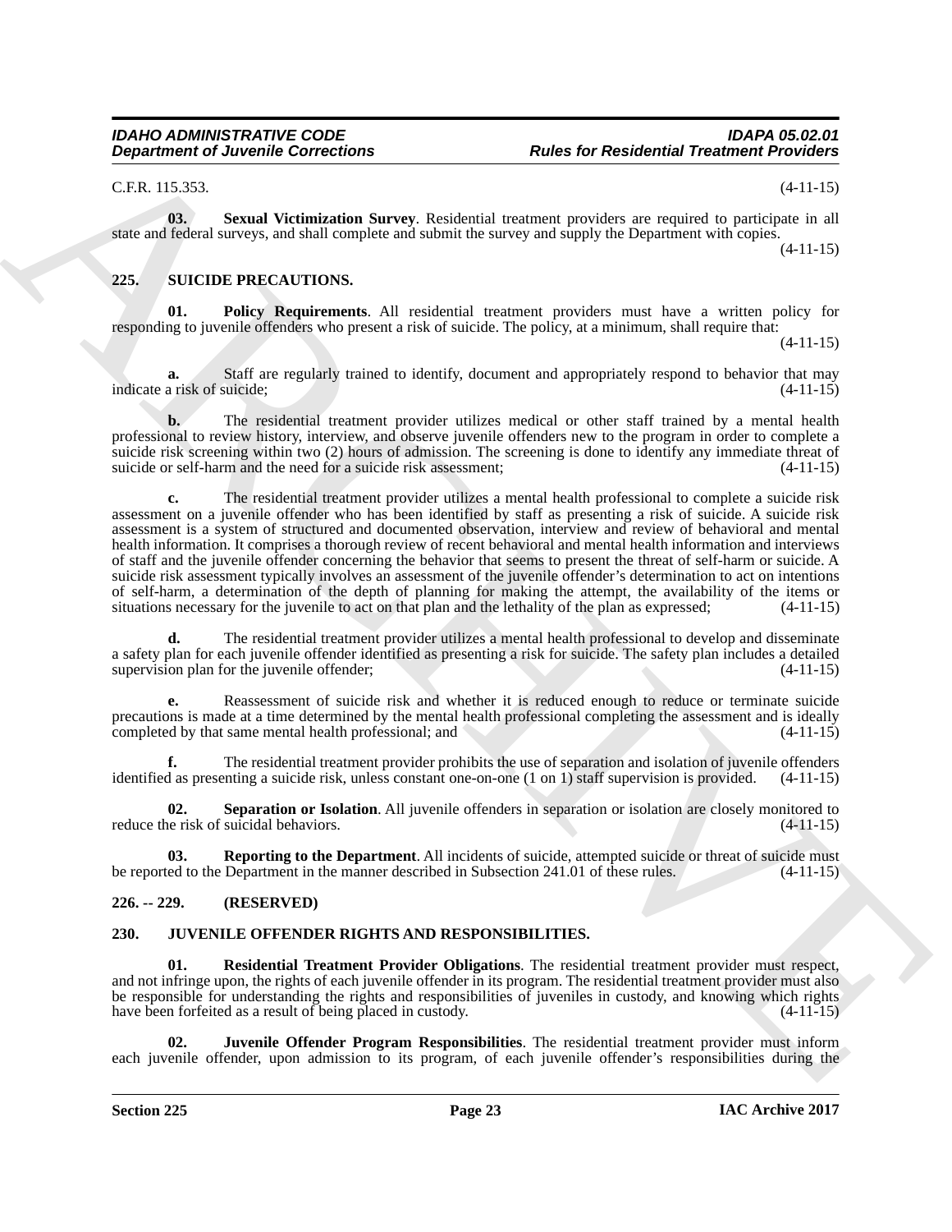C.F.R. 115.353. (4-11-15)

**03. Sexual Victimization Survey**. Residential treatment providers are required to participate in all state and federal surveys, and shall complete and submit the survey and supply the Department with copies. (4-11-15)

## 225. SUICIDE PRECAUTIONS.

**01. Policy Requirements**. All residential treatment providers must have a written policy for responding to juvenile offenders who present a risk of suicide. The policy, at a minimum, shall require that: (4-11-15)

**a.** Staff are regularly trained to identify, document and appropriately respond to behavior that may indicate a risk of suicide; (4-11-15)

**b.** The residential treatment provider utilizes medical or other staff trained by a mental health professional to review history, interview, and observe juvenile offenders new to the program in order to complete a suicide risk screening within two (2) hours of admission. The screening is done to identify any immediate threat of suicide or self-harm and the need for a suicide risk assessment; (4-11-15)

**c.** The residential treatment provider utilizes a mental health professional to complete a suicide risk assessment on a juvenile offender who has been identified by staff as presenting a risk of suicide. A suicide risk assessment is a system of structured and documented observation, interview and review of behavioral and mental health information. It comprises a thorough review of recent behavioral and mental health information and interviews of staff and the juvenile offender concerning the behavior that seems to present the threat of self-harm or suicide. A suicide risk assessment typically involves an assessment of the juvenile offender's determination to act on intentions of self-harm, a determination of the depth of planning for making the attempt, the availability of the items or situations necessary for the juvenile to act on that plan and the lethality of the plan as expressed; (4-11-15)

**d.** The residential treatment provider utilizes a mental health professional to develop and disseminate a safety plan for each juvenile offender identified as presenting a risk for suicide. The safety plan includes a detailed supervision plan for the juvenile offender; (4-11-15)

**e.** Reassessment of suicide risk and whether it is reduced enough to reduce or terminate suicide precautions is made at a time determined by the mental health professional completing the assessment and is ideally completed by that same mental health professional; and (4-11-15)

**f.** The residential treatment provider prohibits the use of separation and isolation of juvenile offenders identified as presenting a suicide risk, unless constant one-on-one (1 on 1) staff supervision is provided. (4-11-15)

**02. Separation or Isolation**. All juvenile offenders in separation or isolation are closely monitored to reduce the risk of suicidal behaviors. (4-11-15)

**03. Reporting to the Department**. All incidents of suicide, attempted suicide or threat of suicide must be reported to the Department in the manner described in Subsection 241.01 of these rules. (4-11-15)

## 226. -- 229. (RESERVED)

## 230. JUVENILE OFFENDER RIGHTS AND RESPONSIBILITIES.

**01. Residential Treatment Provider Obligations**. The residential treatment provider must respect, and not infringe upon, the rights of each juvenile offender in its program. The residential treatment provider must also be responsible for understanding the rights and responsibilities of juveniles in custody, and knowing which rights have been forfeited as a result of being placed in custody. (4-11-15)

**02. Juvenile Offender Program Responsibilities**. The residential treatment provider must inform each juvenile offender, upon admission to its program, of each juvenile offender's responsibilities during the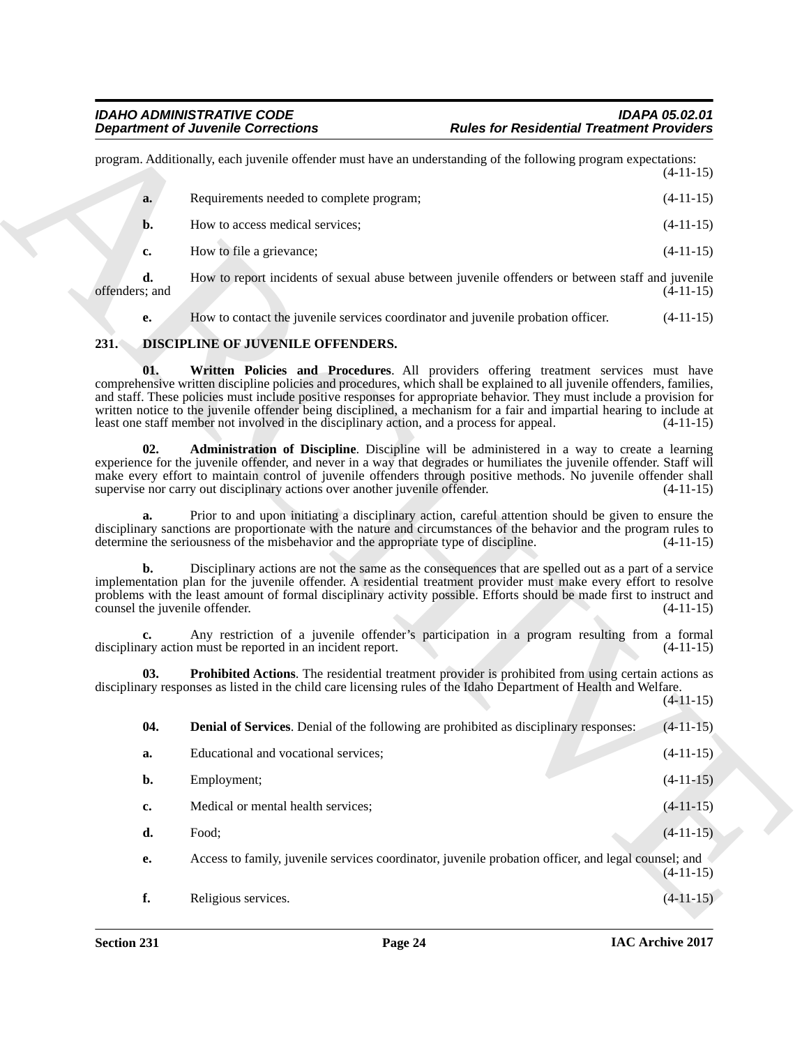program. Additionally, each juvenile offender must have an understanding of the following program expectations: (4-11-15)

**a.** Requirements needed to complete program; (4-11-15)

**b.** How to access medical services; (4-11-15)

**c.** How to file a grievance; (4-11-15)

**d.** How to report incidents of sexual abuse between juvenile offenders or between staff and juvenile offenders; and (4-11-15)

**e.** How to contact the juvenile services coordinator and juvenile probation officer. (4-11-15)

## 231. DISCIPLINE OF JUVENILE OFFENDERS.

**01. Written Policies and Procedures**. All providers offering treatment services must have comprehensive written discipline policies and procedures, which shall be explained to all juvenile offenders, families, and staff. These policies must include positive responses for appropriate behavior. They must include a provision for written notice to the juvenile offender being disciplined, a mechanism for a fair and impartial hearing to include at least one staff member not involved in the disciplinary action, and a process for appeal. (4-11-15)

**02. Administration of Discipline**. Discipline will be administered in a way to create a learning experience for the juvenile offender, and never in a way that degrades or humiliates the juvenile offender. Staff will make every effort to maintain control of juvenile offenders through positive methods. No juvenile offender shall supervise nor carry out disciplinary actions over another juvenile offender. (4-11-15)

**a.** Prior to and upon initiating a disciplinary action, careful attention should be given to ensure the disciplinary sanctions are proportionate with the nature and circumstances of the behavior and the program rules to determine the seriousness of the misbehavior and the appropriate type of discipline. (4-11-15)

**b.** Disciplinary actions are not the same as the consequences that are spelled out as a part of a service implementation plan for the juvenile offender. A residential treatment provider must make every effort to resolve problems with the least amount of formal disciplinary activity possible. Efforts should be made first to instruct and counsel the juvenile offender. (4-11-15)

**c.** Any restriction of a juvenile offender's participation in a program resulting from a formal disciplinary action must be reported in an incident report. (4-11-15)

**03. Prohibited Actions**. The residential treatment provider is prohibited from using certain actions as disciplinary responses as listed in the child care licensing rules of the Idaho Department of Health and Welfare. (4-11-15)

**04. Denial of Services**. Denial of the following are prohibited as disciplinary responses: (4-11-15)

**a.** Educational and vocational services; (4-11-15)

**b.** Employment; (4-11-15)

**c.** Medical or mental health services; (4-11-15)

**d.** Food; (4-11-15)

**e.** Access to family, juvenile services coordinator, juvenile probation officer, and legal counsel; and (4-11-15)

**f.** Religious services. (4-11-15)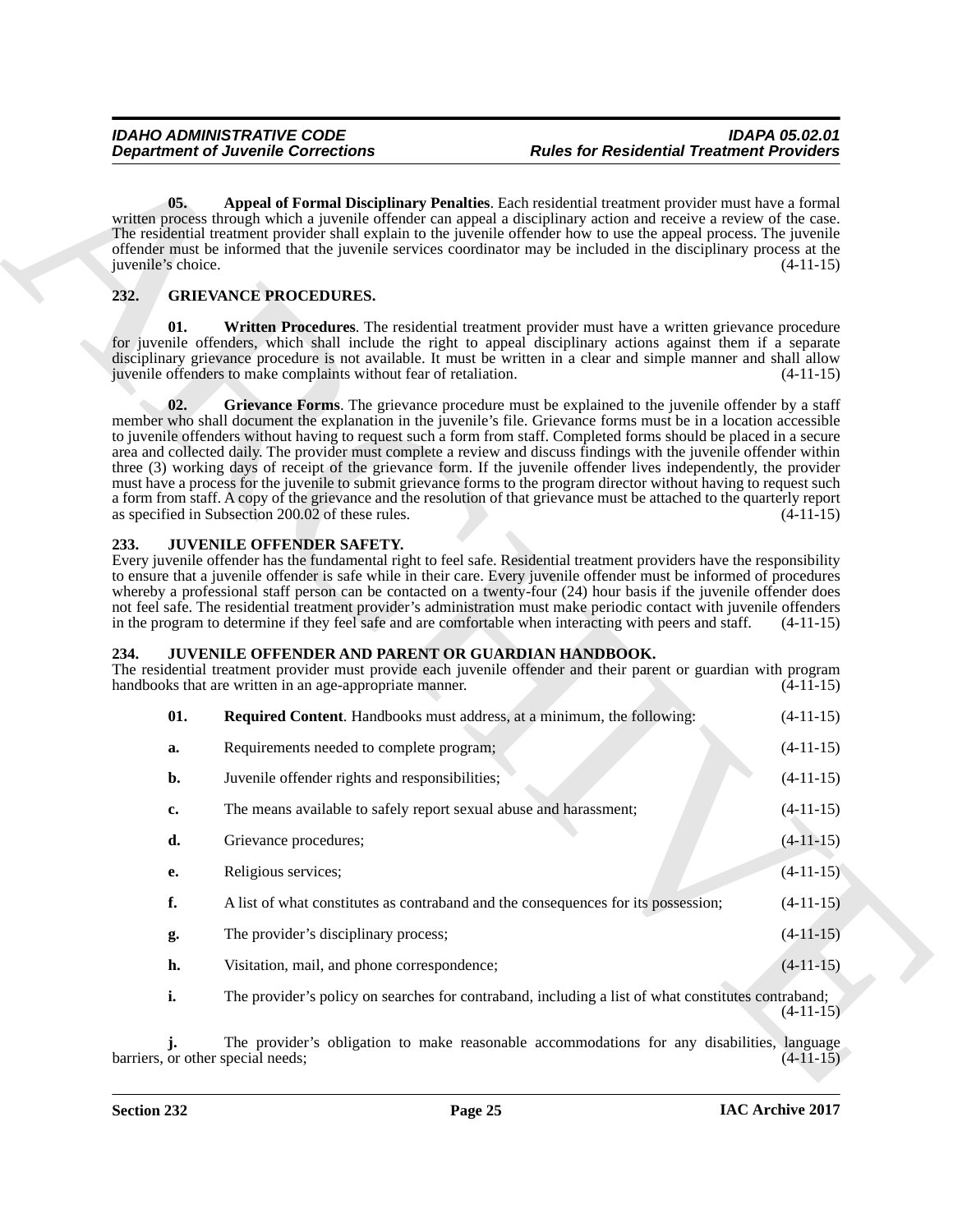**05. Appeal of Formal Disciplinary Penalties**. Each residential treatment provider must have a formal written process through which a juvenile offender can appeal a disciplinary action and receive a review of the case. The residential treatment provider shall explain to the juvenile offender how to use the appeal process. The juvenile offender must be informed that the juvenile services coordinator may be included in the disciplinary process at the juvenile's choice. (4-11-15)

## 232. GRIEVANCE PROCEDURES.

**01. Written Procedures**. The residential treatment provider must have a written grievance procedure for juvenile offenders, which shall include the right to appeal disciplinary actions against them if a separate disciplinary grievance procedure is not available. It must be written in a clear and simple manner and shall allow juvenile offenders to make complaints without fear of retaliation. (4-11-15)

**02. Grievance Forms**. The grievance procedure must be explained to the juvenile offender by a staff member who shall document the explanation in the juvenile's file. Grievance forms must be in a location accessible to juvenile offenders without having to request such a form from staff. Completed forms should be placed in a secure area and collected daily. The provider must complete a review and discuss findings with the juvenile offender within three (3) working days of receipt of the grievance form. If the juvenile offender lives independently, the provider must have a process for the juvenile to submit grievance forms to the program director without having to request such a form from staff. A copy of the grievance and the resolution of that grievance must be attached to the quarterly report as specified in Subsection 200.02 of these rules. (4-11-15)

## 233. JUVENILE OFFENDER SAFETY.

Every juvenile offender has the fundamental right to feel safe. Residential treatment providers have the responsibility to ensure that a juvenile offender is safe while in their care. Every juvenile offender must be informed of procedures whereby a professional staff person can be contacted on a twenty-four (24) hour basis if the juvenile offender does not feel safe. The residential treatment provider's administration must make periodic contact with juvenile offenders in the program to determine if they feel safe and are comfortable when interacting with peers and staff. (4-11-15)

## 234. JUVENILE OFFENDER AND PARENT OR GUARDIAN HANDBOOK.

The residential treatment provider must provide each juvenile offender and their parent or guardian with program handbooks that are written in an age-appropriate manner. (4-11-15)

**01. Required Content**. Handbooks must address, at a minimum, the following: (4-11-15)

**a.** Requirements needed to complete program; (4-11-15)

**b.** Juvenile offender rights and responsibilities; (4-11-15)

**c.** The means available to safely report sexual abuse and harassment; (4-11-15)

**d.** Grievance procedures; (4-11-15)

**e.** Religious services; (4-11-15)

**f.** A list of what constitutes as contraband and the consequences for its possession; (4-11-15)

**g.** The provider's disciplinary process; (4-11-15)

**h.** Visitation, mail, and phone correspondence; (4-11-15)

**i.** The provider's policy on searches for contraband, including a list of what constitutes contraband; (4-11-15)

**j.** The provider's obligation to make reasonable accommodations for any disabilities, language barriers, or other special needs; (4-11-15)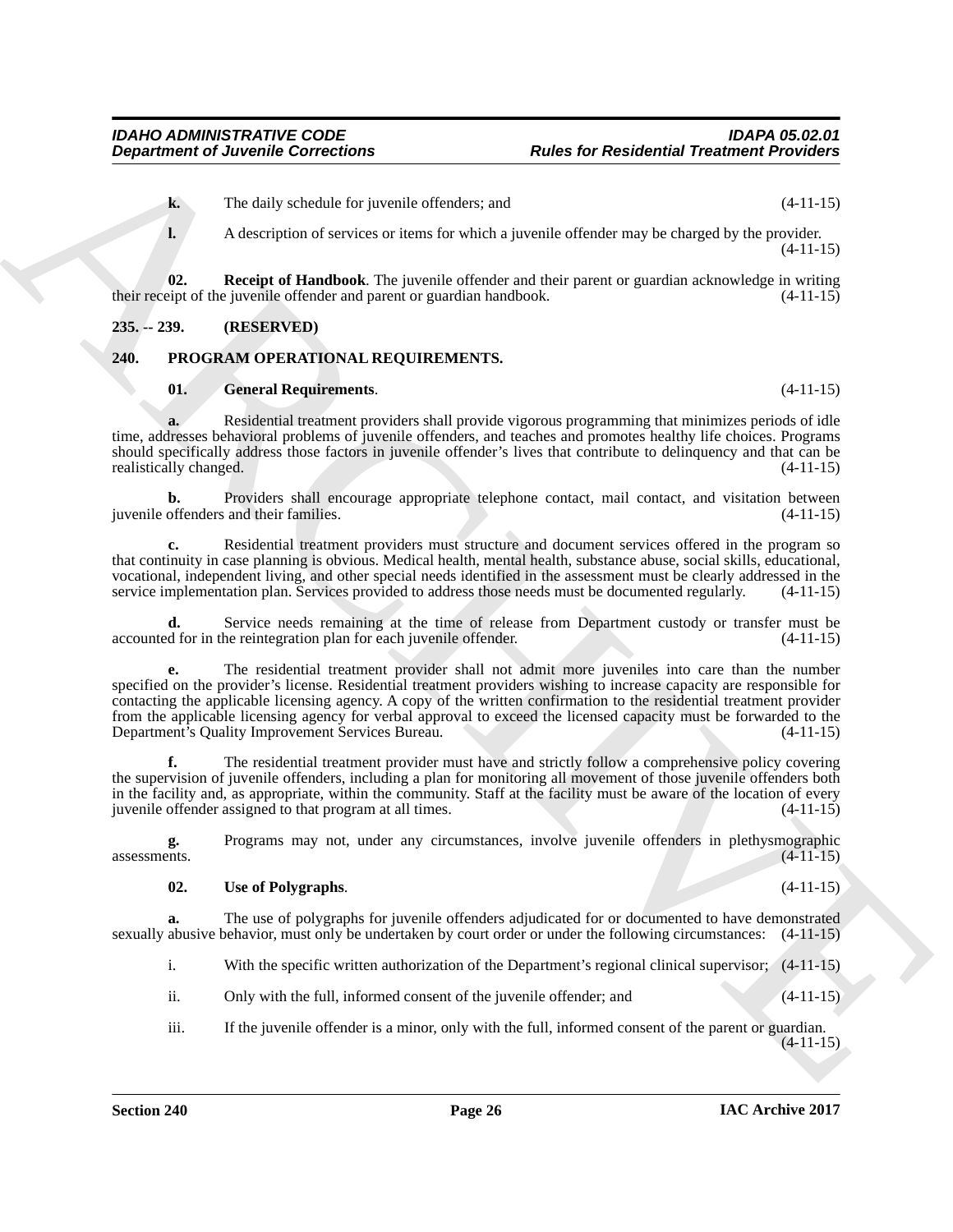**k.** The daily schedule for juvenile offenders; and (4-11-15)

**l.** A description of services or items for which a juvenile offender may be charged by the provider. (4-11-15)

**02. Receipt of Handbook**. The juvenile offender and their parent or guardian acknowledge in writing their receipt of the juvenile offender and parent or guardian handbook. (4-11-15)

## 235. -- 239. (RESERVED)

## 240. PROGRAM OPERATIONAL REQUIREMENTS.

**01. General Requirements**. (4-11-15)

**a.** Residential treatment providers shall provide vigorous programming that minimizes periods of idle time, addresses behavioral problems of juvenile offenders, and teaches and promotes healthy life choices. Programs should specifically address those factors in juvenile offender's lives that contribute to delinquency and that can be realistically changed. (4-11-15)

**b.** Providers shall encourage appropriate telephone contact, mail contact, and visitation between juvenile offenders and their families. (4-11-15)

**c.** Residential treatment providers must structure and document services offered in the program so that continuity in case planning is obvious. Medical health, mental health, substance abuse, social skills, educational, vocational, independent living, and other special needs identified in the assessment must be clearly addressed in the service implementation plan. Services provided to address those needs must be documented regularly. (4-11-15)

**d.** Service needs remaining at the time of release from Department custody or transfer must be accounted for in the reintegration plan for each juvenile offender. (4-11-15)

**e.** The residential treatment provider shall not admit more juveniles into care than the number specified on the provider's license. Residential treatment providers wishing to increase capacity are responsible for contacting the applicable licensing agency. A copy of the written confirmation to the residential treatment provider from the applicable licensing agency for verbal approval to exceed the licensed capacity must be forwarded to the Department's Quality Improvement Services Bureau. (4-11-15)

**f.** The residential treatment provider must have and strictly follow a comprehensive policy covering the supervision of juvenile offenders, including a plan for monitoring all movement of those juvenile offenders both in the facility and, as appropriate, within the community. Staff at the facility must be aware of the location of every juvenile offender assigned to that program at all times. (4-11-15)

**g.** Programs may not, under any circumstances, involve juvenile offenders in plethysmographic assessments. (4-11-15)

**02. Use of Polygraphs**. (4-11-15)

**a.** The use of polygraphs for juvenile offenders adjudicated for or documented to have demonstrated sexually abusive behavior, must only be undertaken by court order or under the following circumstances: (4-11-15)

i. With the specific written authorization of the Department's regional clinical supervisor; (4-11-15)

ii. Only with the full, informed consent of the juvenile offender; and (4-11-15)

iii. If the juvenile offender is a minor, only with the full, informed consent of the parent or guardian. (4-11-15)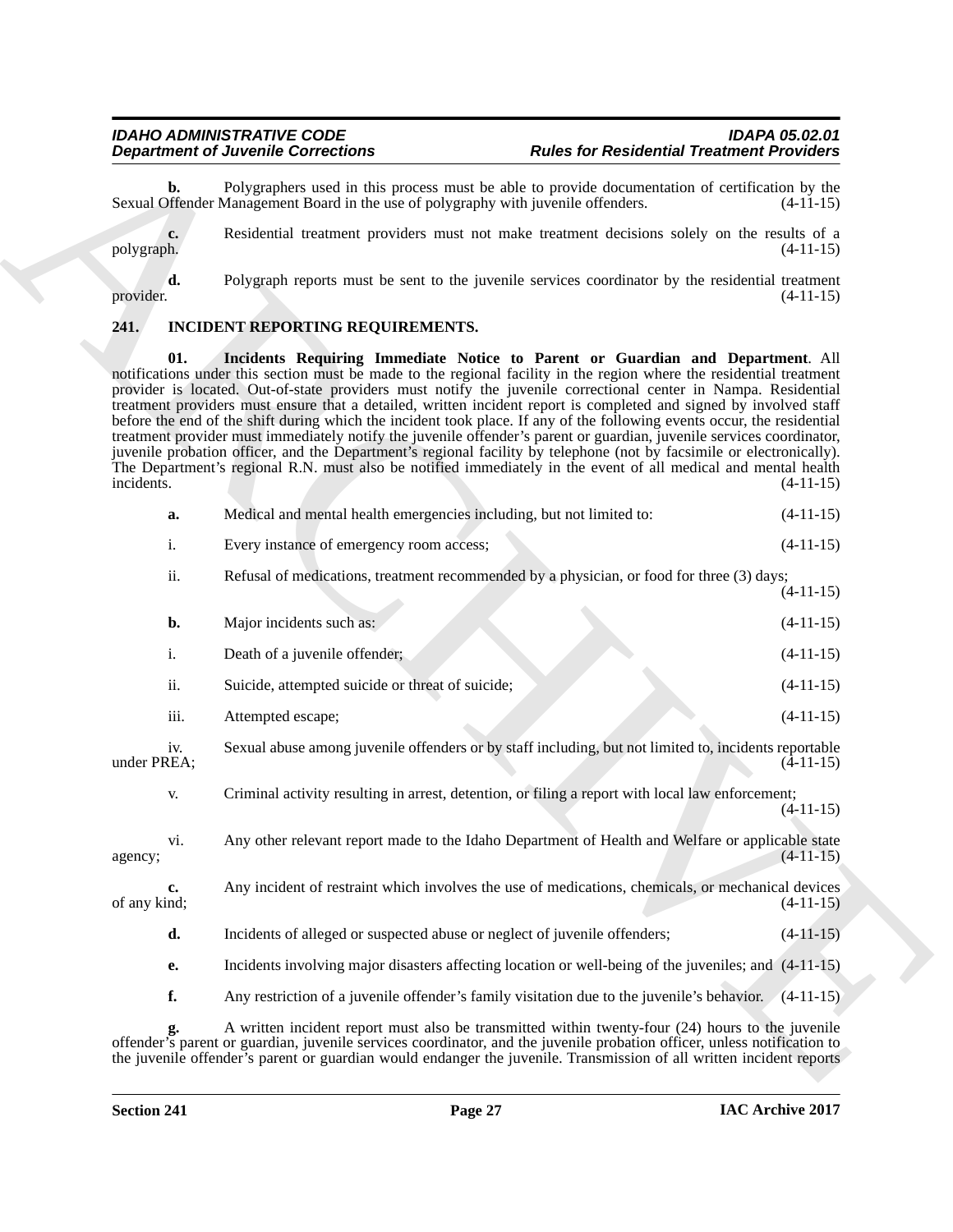**b.** Polygraphers used in this process must be able to provide documentation of certification by the Sexual Offender Management Board in the use of polygraphy with juvenile offenders. (4-11-15)

**c.** Residential treatment providers must not make treatment decisions solely on the results of a polygraph. (4-11-15)

**d.** Polygraph reports must be sent to the juvenile services coordinator by the residential treatment provider. (4-11-15)

## 241. INCIDENT REPORTING REQUIREMENTS.

**01. Incidents Requiring Immediate Notice to Parent or Guardian and Department**. All notifications under this section must be made to the regional facility in the region where the residential treatment provider is located. Out-of-state providers must notify the juvenile correctional center in Nampa. Residential treatment providers must ensure that a detailed, written incident report is completed and signed by involved staff before the end of the shift during which the incident took place. If any of the following events occur, the residential treatment provider must immediately notify the juvenile offender's parent or guardian, juvenile services coordinator, juvenile probation officer, and the Department's regional facility by telephone (not by facsimile or electronically). The Department's regional R.N. must also be notified immediately in the event of all medical and mental health incidents. (4-11-15)

**a.** Medical and mental health emergencies including, but not limited to: (4-11-15)

i. Every instance of emergency room access; (4-11-15)

ii. Refusal of medications, treatment recommended by a physician, or food for three (3) days; (4-11-15)

**b.** Major incidents such as: (4-11-15)

i. Death of a juvenile offender; (4-11-15)

ii. Suicide, attempted suicide or threat of suicide; (4-11-15)

iii. Attempted escape; (4-11-15)

iv. Sexual abuse among juvenile offenders or by staff including, but not limited to, incidents reportable under PREA; (4-11-15)

v. Criminal activity resulting in arrest, detention, or filing a report with local law enforcement; (4-11-15)

vi. Any other relevant report made to the Idaho Department of Health and Welfare or applicable state agency; (4-11-15)

**c.** Any incident of restraint which involves the use of medications, chemicals, or mechanical devices of any kind; (4-11-15)

**d.** Incidents of alleged or suspected abuse or neglect of juvenile offenders; (4-11-15)

**e.** Incidents involving major disasters affecting location or well-being of the juveniles; and (4-11-15)

**f.** Any restriction of a juvenile offender's family visitation due to the juvenile's behavior. (4-11-15)

**g.** A written incident report must also be transmitted within twenty-four (24) hours to the juvenile offender's parent or guardian, juvenile services coordinator, and the juvenile probation officer, unless notification to the juvenile offender's parent or guardian would endanger the juvenile. Transmission of all written incident reports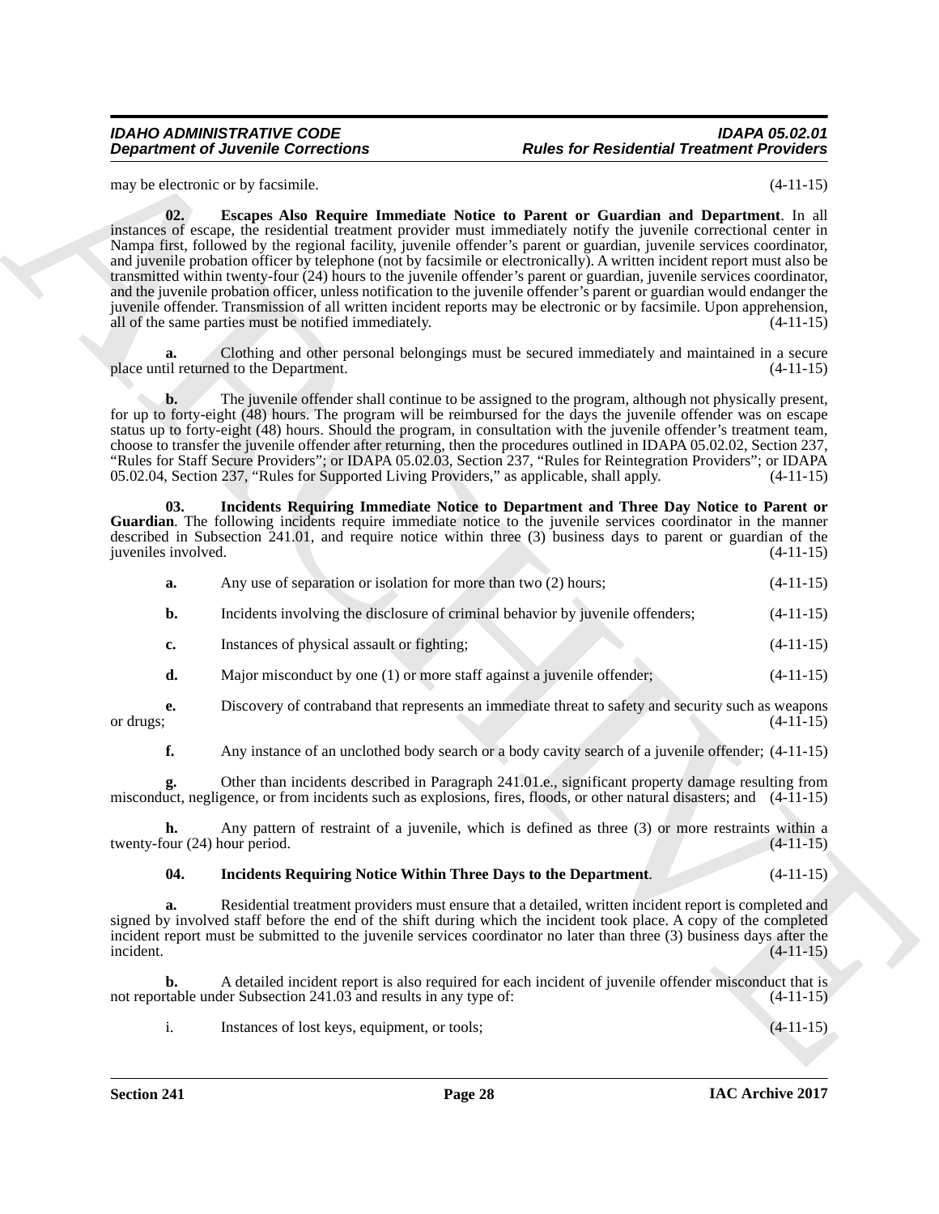may be electronic or by facsimile. (4-11-15)

**02. Escapes Also Require Immediate Notice to Parent or Guardian and Department**. In all instances of escape, the residential treatment provider must immediately notify the juvenile correctional center in Nampa first, followed by the regional facility, juvenile offender's parent or guardian, juvenile services coordinator, and juvenile probation officer by telephone (not by facsimile or electronically). A written incident report must also be transmitted within twenty-four (24) hours to the juvenile offender's parent or guardian, juvenile services coordinator, and the juvenile probation officer, unless notification to the juvenile offender's parent or guardian would endanger the juvenile offender. Transmission of all written incident reports may be electronic or by facsimile. Upon apprehension, all of the same parties must be notified immediately. (4-11-15)

**a.** Clothing and other personal belongings must be secured immediately and maintained in a secure place until returned to the Department. (4-11-15)

**b.** The juvenile offender shall continue to be assigned to the program, although not physically present, for up to forty-eight (48) hours. The program will be reimbursed for the days the juvenile offender was on escape status up to forty-eight (48) hours. Should the program, in consultation with the juvenile offender's treatment team, choose to transfer the juvenile offender after returning, then the procedures outlined in IDAPA 05.02.02, Section 237, "Rules for Staff Secure Providers"; or IDAPA 05.02.03, Section 237, "Rules for Reintegration Providers"; or IDAPA 05.02.04, Section 237, "Rules for Supported Living Providers," as applicable, shall apply. (4-11-15)

**03. Incidents Requiring Immediate Notice to Department and Three Day Notice to Parent or Guardian**. The following incidents require immediate notice to the juvenile services coordinator in the manner described in Subsection 241.01, and require notice within three (3) business days to parent or guardian of the juveniles involved. (4-11-15)

**a.** Any use of separation or isolation for more than two (2) hours; (4-11-15)

**b.** Incidents involving the disclosure of criminal behavior by juvenile offenders; (4-11-15)

**c.** Instances of physical assault or fighting; (4-11-15)

**d.** Major misconduct by one (1) or more staff against a juvenile offender; (4-11-15)

**e.** Discovery of contraband that represents an immediate threat to safety and security such as weapons or drugs; (4-11-15)

**f.** Any instance of an unclothed body search or a body cavity search of a juvenile offender; (4-11-15)

**g.** Other than incidents described in Paragraph 241.01.e., significant property damage resulting from misconduct, negligence, or from incidents such as explosions, fires, floods, or other natural disasters; and (4-11-15)

**h.** Any pattern of restraint of a juvenile, which is defined as three (3) or more restraints within a twenty-four (24) hour period. (4-11-15)

**04. Incidents Requiring Notice Within Three Days to the Department**. (4-11-15)

**a.** Residential treatment providers must ensure that a detailed, written incident report is completed and signed by involved staff before the end of the shift during which the incident took place. A copy of the completed incident report must be submitted to the juvenile services coordinator no later than three (3) business days after the incident. (4-11-15)

**b.** A detailed incident report is also required for each incident of juvenile offender misconduct that is not reportable under Subsection 241.03 and results in any type of: (4-11-15)

i. Instances of lost keys, equipment, or tools; (4-11-15)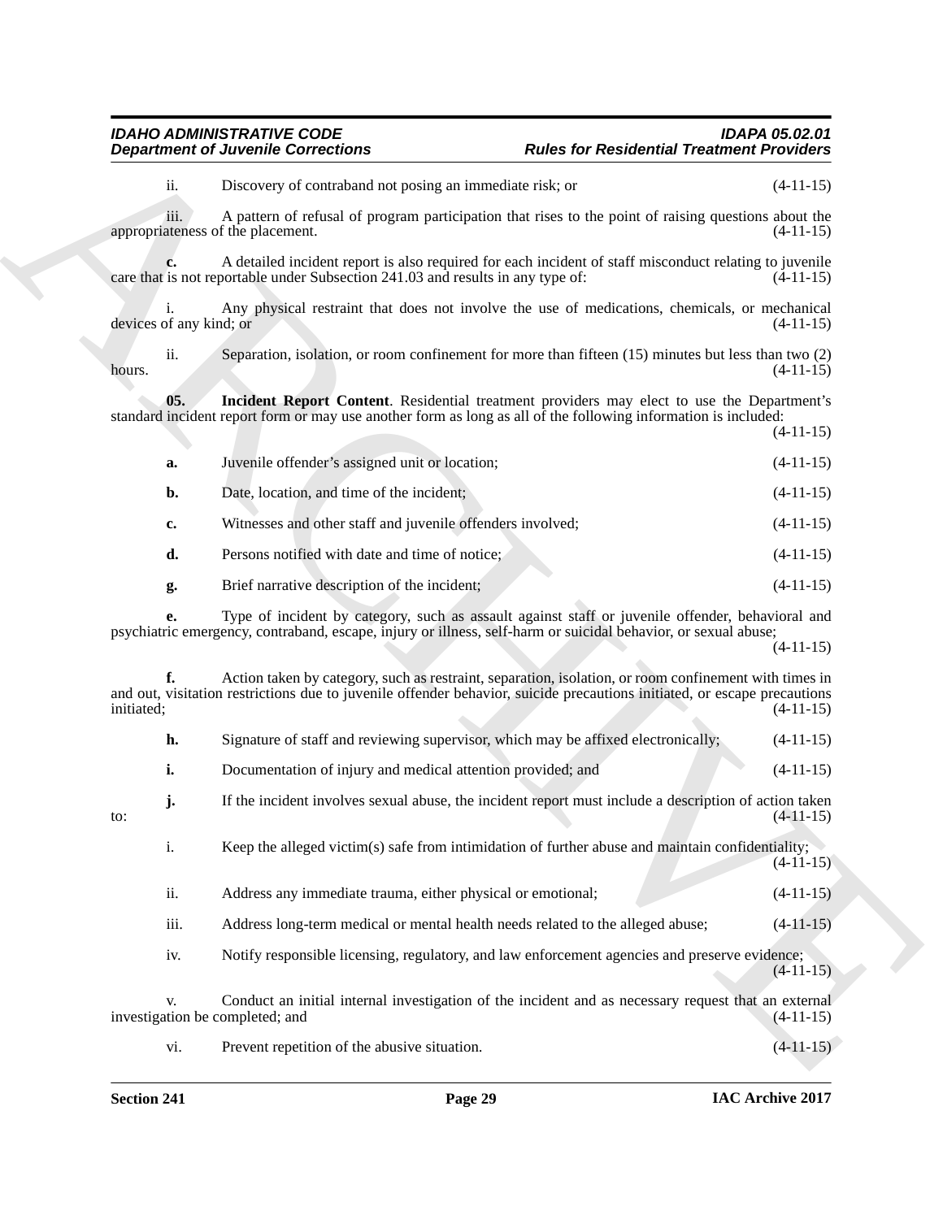ii. Discovery of contraband not posing an immediate risk; or (4-11-15)

iii. A pattern of refusal of program participation that rises to the point of raising questions about the appropriateness of the placement. (4-11-15)

**c.** A detailed incident report is also required for each incident of staff misconduct relating to juvenile care that is not reportable under Subsection 241.03 and results in any type of: (4-11-15)

i. Any physical restraint that does not involve the use of medications, chemicals, or mechanical devices of any kind; or (4-11-15)

ii. Separation, isolation, or room confinement for more than fifteen (15) minutes but less than two (2) hours. (4-11-15)

**05. Incident Report Content**. Residential treatment providers may elect to use the Department's standard incident report form or may use another form as long as all of the following information is included: (4-11-15)

**a.** Juvenile offender's assigned unit or location; (4-11-15)

**b.** Date, location, and time of the incident; (4-11-15)

**c.** Witnesses and other staff and juvenile offenders involved; (4-11-15)

**d.** Persons notified with date and time of notice; (4-11-15)

**g.** Brief narrative description of the incident; (4-11-15)

**e.** Type of incident by category, such as assault against staff or juvenile offender, behavioral and psychiatric emergency, contraband, escape, injury or illness, self-harm or suicidal behavior, or sexual abuse; (4-11-15)

**f.** Action taken by category, such as restraint, separation, isolation, or room confinement with times in and out, visitation restrictions due to juvenile offender behavior, suicide precautions initiated, or escape precautions initiated; (4-11-15)

**h.** Signature of staff and reviewing supervisor, which may be affixed electronically; (4-11-15)

**i.** Documentation of injury and medical attention provided; and (4-11-15)

**j.** If the incident involves sexual abuse, the incident report must include a description of action taken to: (4-11-15)

i. Keep the alleged victim(s) safe from intimidation of further abuse and maintain confidentiality; (4-11-15)

ii. Address any immediate trauma, either physical or emotional; (4-11-15)

iii. Address long-term medical or mental health needs related to the alleged abuse; (4-11-15)

iv. Notify responsible licensing, regulatory, and law enforcement agencies and preserve evidence; (4-11-15)

v. Conduct an initial internal investigation of the incident and as necessary request that an external investigation be completed; and (4-11-15)

vi. Prevent repetition of the abusive situation. (4-11-15)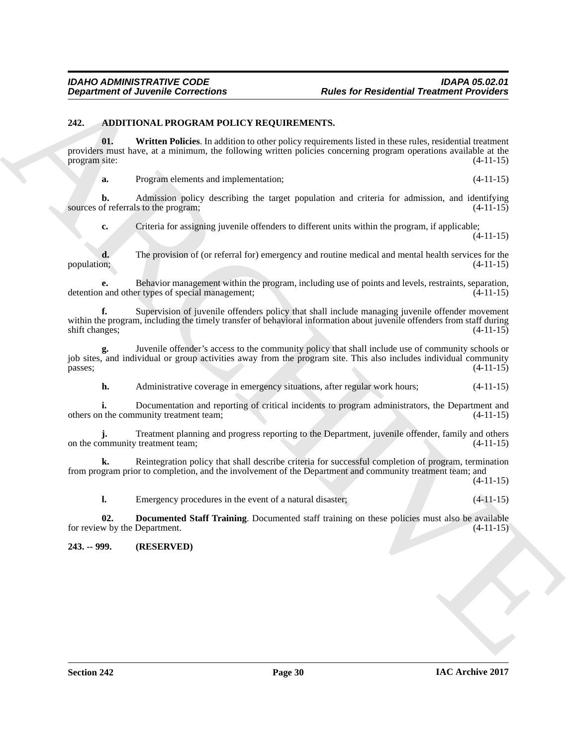## 242. ADDITIONAL PROGRAM POLICY REQUIREMENTS.

**01. Written Policies**. In addition to other policy requirements listed in these rules, residential treatment providers must have, at a minimum, the following written policies concerning program operations available at the program site: (4-11-15)

**a.** Program elements and implementation; (4-11-15)

**b.** Admission policy describing the target population and criteria for admission, and identifying sources of referrals to the program; (4-11-15)

**c.** Criteria for assigning juvenile offenders to different units within the program, if applicable; (4-11-15)

**d.** The provision of (or referral for) emergency and routine medical and mental health services for the population; (4-11-15)

**e.** Behavior management within the program, including use of points and levels, restraints, separation, detention and other types of special management; (4-11-15)

**f.** Supervision of juvenile offenders policy that shall include managing juvenile offender movement within the program, including the timely transfer of behavioral information about juvenile offenders from staff during shift changes; (4-11-15)

**g.** Juvenile offender's access to the community policy that shall include use of community schools or job sites, and individual or group activities away from the program site. This also includes individual community passes; (4-11-15)

**h.** Administrative coverage in emergency situations, after regular work hours; (4-11-15)

**i.** Documentation and reporting of critical incidents to program administrators, the Department and others on the community treatment team; (4-11-15)

**j.** Treatment planning and progress reporting to the Department, juvenile offender, family and others on the community treatment team; (4-11-15)

**k.** Reintegration policy that shall describe criteria for successful completion of program, termination from program prior to completion, and the involvement of the Department and community treatment team; and (4-11-15)

**l.** Emergency procedures in the event of a natural disaster; (4-11-15)

**02. Documented Staff Training**. Documented staff training on these policies must also be available for review by the Department. (4-11-15)

## 243. -- 999. (RESERVED)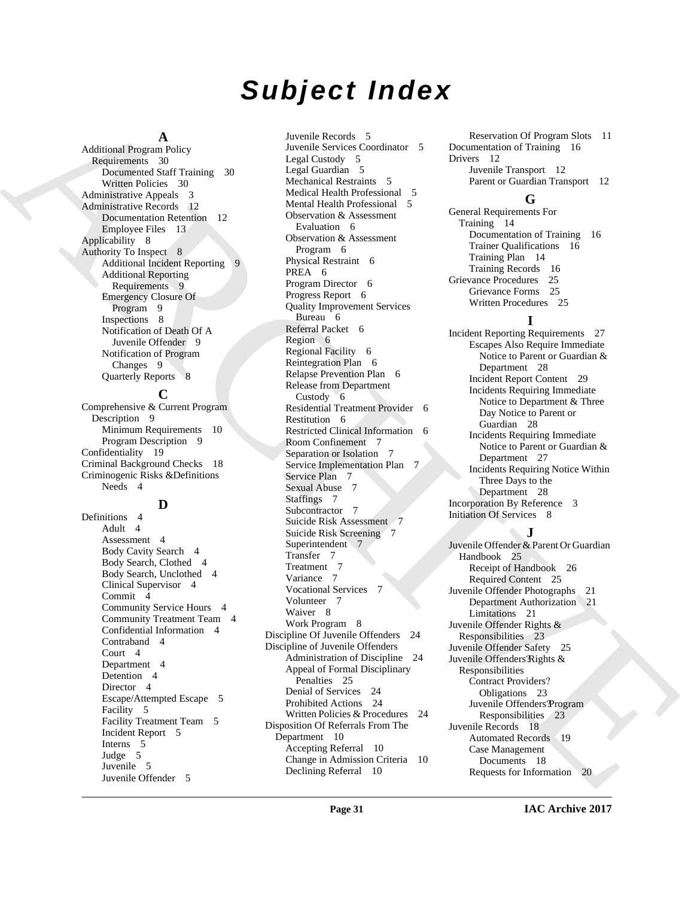# Subject Index

## A

Additional Program Policy Requirements 30
- Documented Staff Training 30
- Written Policies 30

Administrative Appeals 3

Administrative Records 12
- Documentation Retention 12
- Employee Files 13

Applicability 8

Authority To Inspect 8
- Additional Incident Reporting 9
- Additional Reporting Requirements 9
- Emergency Closure Of Program 9
- Inspections 8
- Notification of Death Of A Juvenile Offender 9
- Notification of Program Changes 9
- Quarterly Reports 8

## C

Comprehensive & Current Program Description 9
- Minimum Requirements 10
- Program Description 9

Confidentiality 19

Criminal Background Checks 18

Criminogenic Risks &Definitions
- Needs 4

## D

Definitions 4
- Adult 4
- Assessment 4
- Body Cavity Search 4
- Body Search, Clothed 4
- Body Search, Unclothed 4
- Clinical Supervisor 4
- Commit 4
- Community Service Hours 4
- Community Treatment Team 4
- Confidential Information 4
- Contraband 4
- Court 4
- Department 4
- Detention 4
- Director 4
- Escape/Attempted Escape 5
- Facility 5
- Facility Treatment Team 5
- Incident Report 5
- Interns 5
- Judge 5
- Juvenile 5
- Juvenile Offender 5
- Juvenile Records 5
- Juvenile Services Coordinator 5
- Legal Custody 5
- Legal Guardian 5
- Mechanical Restraints 5
- Medical Health Professional 5
- Mental Health Professional 5
- Observation & Assessment Evaluation 6
- Observation & Assessment Program 6
- Physical Restraint 6
- PREA 6
- Program Director 6
- Progress Report 6
- Quality Improvement Services Bureau 6
- Referral Packet 6
- Region 6
- Regional Facility 6
- Reintegration Plan 6
- Relapse Prevention Plan 6
- Release from Department Custody 6
- Residential Treatment Provider 6
- Restitution 6
- Restricted Clinical Information 6
- Room Confinement 7
- Separation or Isolation 7
- Service Implementation Plan 7
- Service Plan 7
- Sexual Abuse 7
- Staffings 7
- Subcontractor 7
- Suicide Risk Assessment 7
- Suicide Risk Screening 7
- Superintendent 7
- Transfer 7
- Treatment 7
- Variance 7
- Vocational Services 7
- Volunteer 7
- Waiver 8
- Work Program 8

Discipline Of Juvenile Offenders 24

Discipline of Juvenile Offenders
- Administration of Discipline 24
- Appeal of Formal Disciplinary Penalties 25
- Denial of Services 24
- Prohibited Actions 24
- Written Policies & Procedures 24

Disposition Of Referrals From The Department 10
- Accepting Referral 10
- Change in Admission Criteria 10
- Declining Referral 10
- Reservation Of Program Slots 11

Documentation of Training 16

Drivers 12
- Juvenile Transport 12
- Parent or Guardian Transport 12

## G

General Requirements For Training 14
- Documentation of Training 16
- Trainer Qualifications 16
- Training Plan 14
- Training Records 16

Grievance Procedures 25
- Grievance Forms 25
- Written Procedures 25

## I

Incident Reporting Requirements 27
- Escapes Also Require Immediate Notice to Parent or Guardian & Department 28
- Incident Report Content 29
- Incidents Requiring Immediate Notice to Department & Three Day Notice to Parent or Guardian 28
- Incidents Requiring Immediate Notice to Parent or Guardian & Department 27
- Incidents Requiring Notice Within Three Days to the Department 28

Incorporation By Reference 3

Initiation Of Services 8

## J

Juvenile Offender & Parent Or Guardian Handbook 25
- Receipt of Handbook 26
- Required Content 25

Juvenile Offender Photographs 21
- Department Authorization 21
- Limitations 21

Juvenile Offender Rights & Responsibilities 23

Juvenile Offender Safety 25

Juvenile Offenders? Rights & Responsibilities
- Contract Providers? Obligations 23
- Juvenile Offenders? Program Responsibilities 23

Juvenile Records 18
- Automated Records 19
- Case Management Documents 18
- Requests for Information 20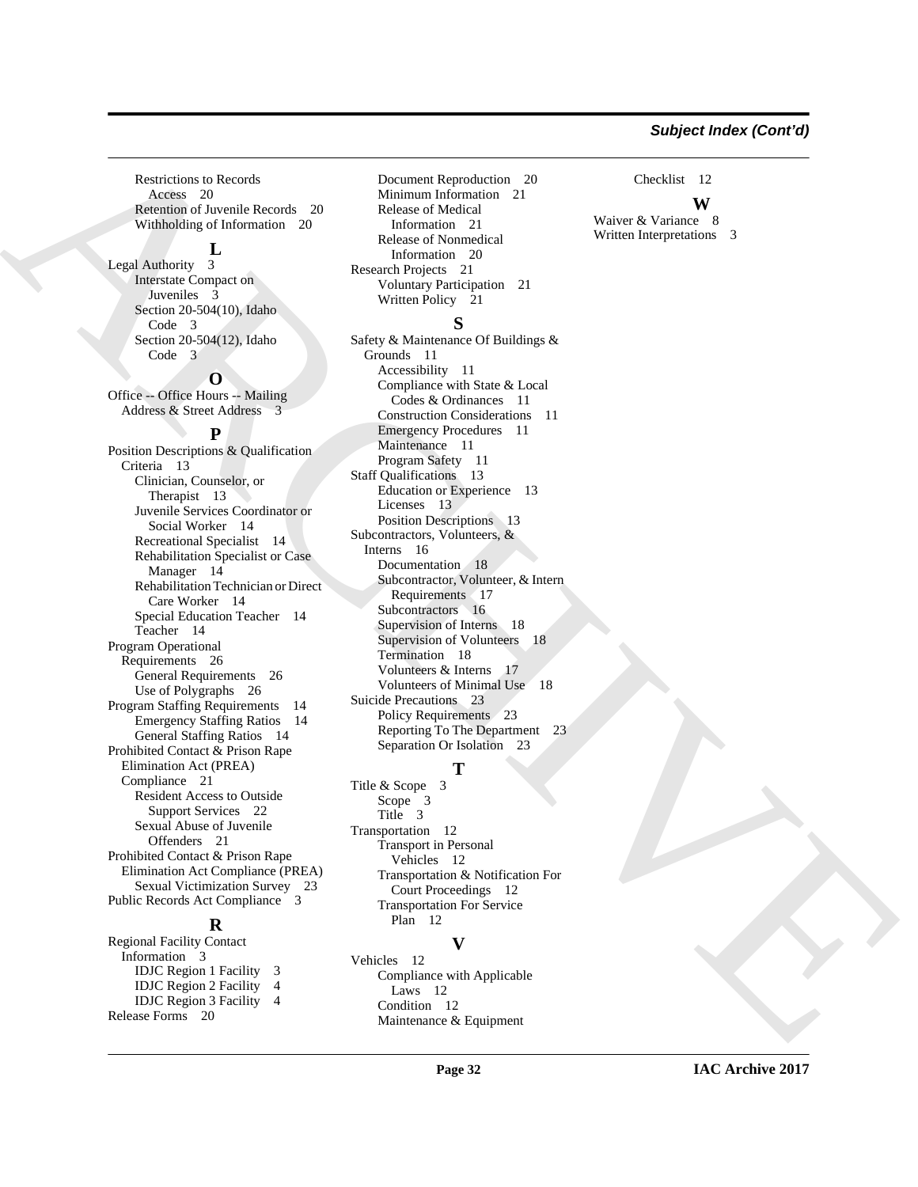Restrictions to Records Access 20
Retention of Juvenile Records 20
Withholding of Information 20

**L**

Legal Authority 3
Interstate Compact on Juveniles 3
Section 20-504(10), Idaho Code 3
Section 20-504(12), Idaho Code 3

**O**

Office -- Office Hours -- Mailing Address & Street Address 3

**P**

Position Descriptions & Qualification Criteria 13
Clinician, Counselor, or Therapist 13
Juvenile Services Coordinator or Social Worker 14
Recreational Specialist 14
Rehabilitation Specialist or Case Manager 14
Rehabilitation Technician or Direct Care Worker 14
Special Education Teacher 14
Teacher 14
Program Operational Requirements 26
General Requirements 26
Use of Polygraphs 26
Program Staffing Requirements 14
Emergency Staffing Ratios 14
General Staffing Ratios 14
Prohibited Contact & Prison Rape Elimination Act (PREA) Compliance 21
Resident Access to Outside Support Services 22
Sexual Abuse of Juvenile Offenders 21
Prohibited Contact & Prison Rape Elimination Act Compliance (PREA)
Sexual Victimization Survey 23
Public Records Act Compliance 3

**R**

Regional Facility Contact Information 3
IDJC Region 1 Facility 3
IDJC Region 2 Facility 4
IDJC Region 3 Facility 4
Release Forms 20
Document Reproduction 20
Minimum Information 21
Release of Medical Information 21
Release of Nonmedical Information 20
Research Projects 21
Voluntary Participation 21
Written Policy 21

**S**

Safety & Maintenance Of Buildings & Grounds 11
Accessibility 11
Compliance with State & Local Codes & Ordinances 11
Construction Considerations 11
Emergency Procedures 11
Maintenance 11
Program Safety 11
Staff Qualifications 13
Education or Experience 13
Licenses 13
Position Descriptions 13
Subcontractors, Volunteers, & Interns 16
Documentation 18
Subcontractor, Volunteer, & Intern Requirements 17
Subcontractors 16
Supervision of Interns 18
Supervision of Volunteers 18
Termination 18
Volunteers & Interns 17
Volunteers of Minimal Use 18
Suicide Precautions 23
Policy Requirements 23
Reporting To The Department 23
Separation Or Isolation 23

**T**

Title & Scope 3
Scope 3
Title 3
Transportation 12
Transport in Personal Vehicles 12
Transportation & Notification For Court Proceedings 12
Transportation For Service Plan 12

**V**

Vehicles 12
Compliance with Applicable Laws 12
Condition 12
Maintenance & Equipment Checklist 12

**W**

Waiver & Variance 8
Written Interpretations 3